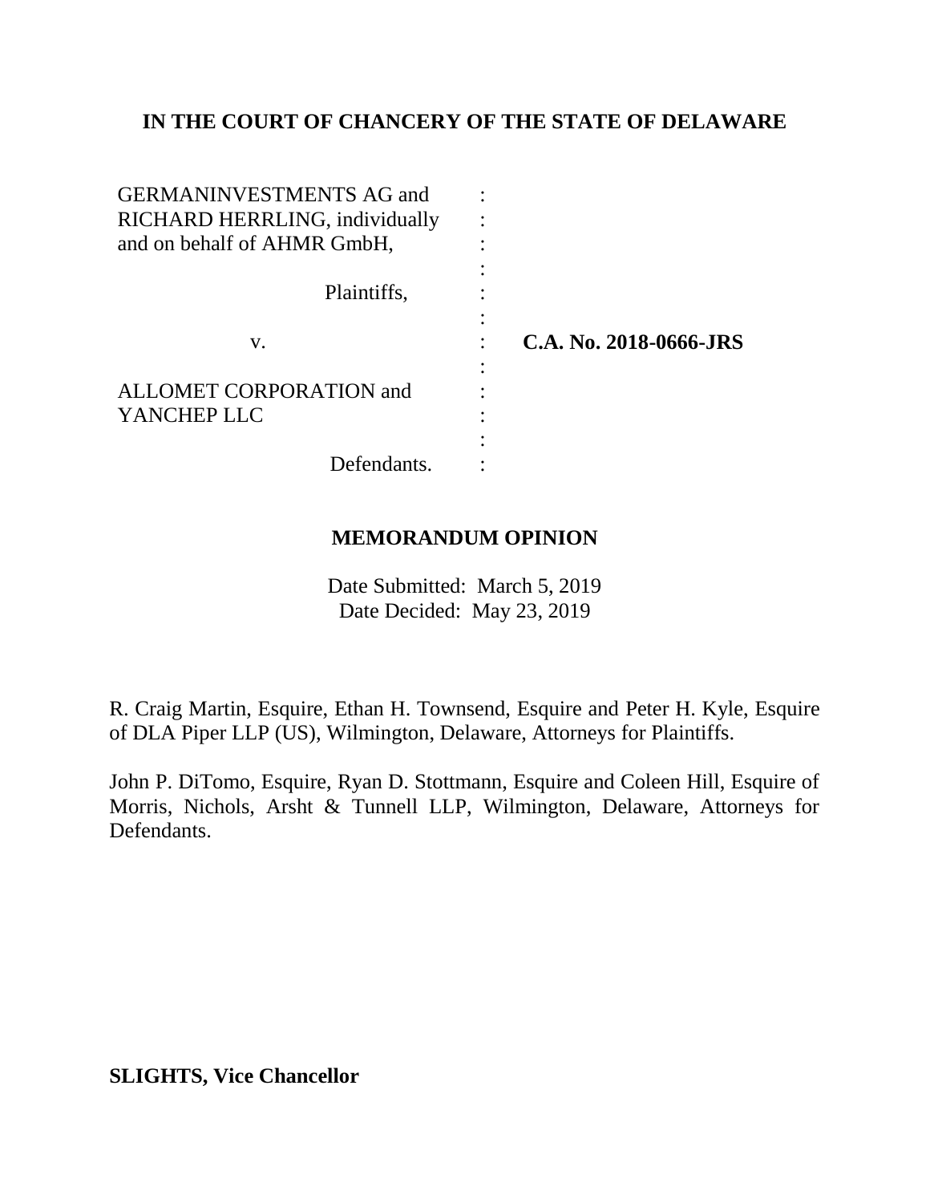**IN THE COURT OF CHANCERY OF THE STATE OF DELAWARE**

| | | |
|---|---|---|
| GERMANINVESTMENTS AG and RICHARD HERRLING, individually and on behalf of AHMR GmbH, | : | |
| Plaintiffs, | : | |
| v. | : | **C.A. No. 2018-0666-JRS** |
| ALLOMET CORPORATION and YANCHEP LLC | : | |
| Defendants. | : | |

**MEMORANDUM OPINION**

Date Submitted: March 5, 2019
Date Decided: May 23, 2019

R. Craig Martin, Esquire, Ethan H. Townsend, Esquire and Peter H. Kyle, Esquire of DLA Piper LLP (US), Wilmington, Delaware, Attorneys for Plaintiffs.

John P. DiTomo, Esquire, Ryan D. Stottmann, Esquire and Coleen Hill, Esquire of Morris, Nichols, Arsht & Tunnell LLP, Wilmington, Delaware, Attorneys for Defendants.

**SLIGHTS, Vice Chancellor**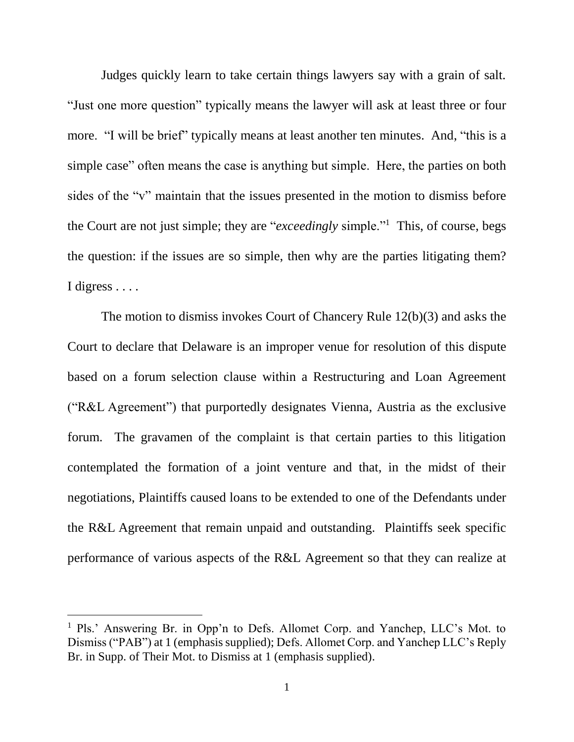Judges quickly learn to take certain things lawyers say with a grain of salt. "Just one more question" typically means the lawyer will ask at least three or four more. "I will be brief" typically means at least another ten minutes. And, "this is a simple case" often means the case is anything but simple. Here, the parties on both sides of the "v" maintain that the issues presented in the motion to dismiss before the Court are not just simple; they are "*exceedingly* simple."[1] This, of course, begs the question: if the issues are so simple, then why are the parties litigating them? I digress . . . .

The motion to dismiss invokes Court of Chancery Rule 12(b)(3) and asks the Court to declare that Delaware is an improper venue for resolution of this dispute based on a forum selection clause within a Restructuring and Loan Agreement ("R&L Agreement") that purportedly designates Vienna, Austria as the exclusive forum. The gravamen of the complaint is that certain parties to this litigation contemplated the formation of a joint venture and that, in the midst of their negotiations, Plaintiffs caused loans to be extended to one of the Defendants under the R&L Agreement that remain unpaid and outstanding. Plaintiffs seek specific performance of various aspects of the R&L Agreement so that they can realize at

---

[1] Pls.' Answering Br. in Opp'n to Defs. Allomet Corp. and Yanchep, LLC's Mot. to Dismiss ("PAB") at 1 (emphasis supplied); Defs. Allomet Corp. and Yanchep LLC's Reply Br. in Supp. of Their Mot. to Dismiss at 1 (emphasis supplied).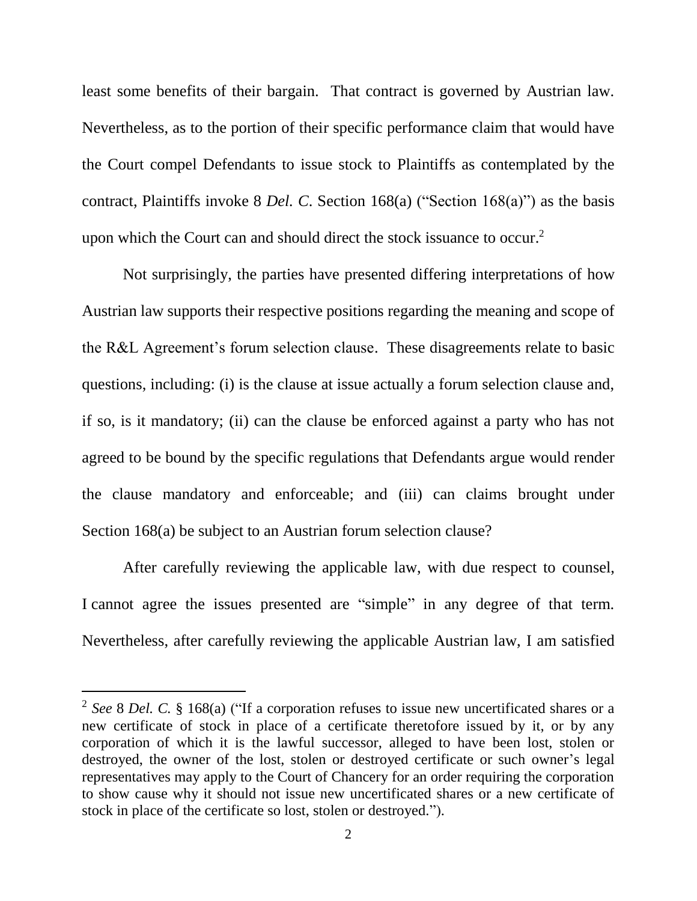least some benefits of their bargain. That contract is governed by Austrian law. Nevertheless, as to the portion of their specific performance claim that would have the Court compel Defendants to issue stock to Plaintiffs as contemplated by the contract, Plaintiffs invoke 8 *Del. C*. Section 168(a) ("Section 168(a)") as the basis upon which the Court can and should direct the stock issuance to occur.[2]

Not surprisingly, the parties have presented differing interpretations of how Austrian law supports their respective positions regarding the meaning and scope of the R&L Agreement's forum selection clause. These disagreements relate to basic questions, including: (i) is the clause at issue actually a forum selection clause and, if so, is it mandatory; (ii) can the clause be enforced against a party who has not agreed to be bound by the specific regulations that Defendants argue would render the clause mandatory and enforceable; and (iii) can claims brought under Section 168(a) be subject to an Austrian forum selection clause?

After carefully reviewing the applicable law, with due respect to counsel, I cannot agree the issues presented are "simple" in any degree of that term. Nevertheless, after carefully reviewing the applicable Austrian law, I am satisfied

---

[2] *See* 8 *Del. C.* § 168(a) ("If a corporation refuses to issue new uncertificated shares or a new certificate of stock in place of a certificate theretofore issued by it, or by any corporation of which it is the lawful successor, alleged to have been lost, stolen or destroyed, the owner of the lost, stolen or destroyed certificate or such owner's legal representatives may apply to the Court of Chancery for an order requiring the corporation to show cause why it should not issue new uncertificated shares or a new certificate of stock in place of the certificate so lost, stolen or destroyed.").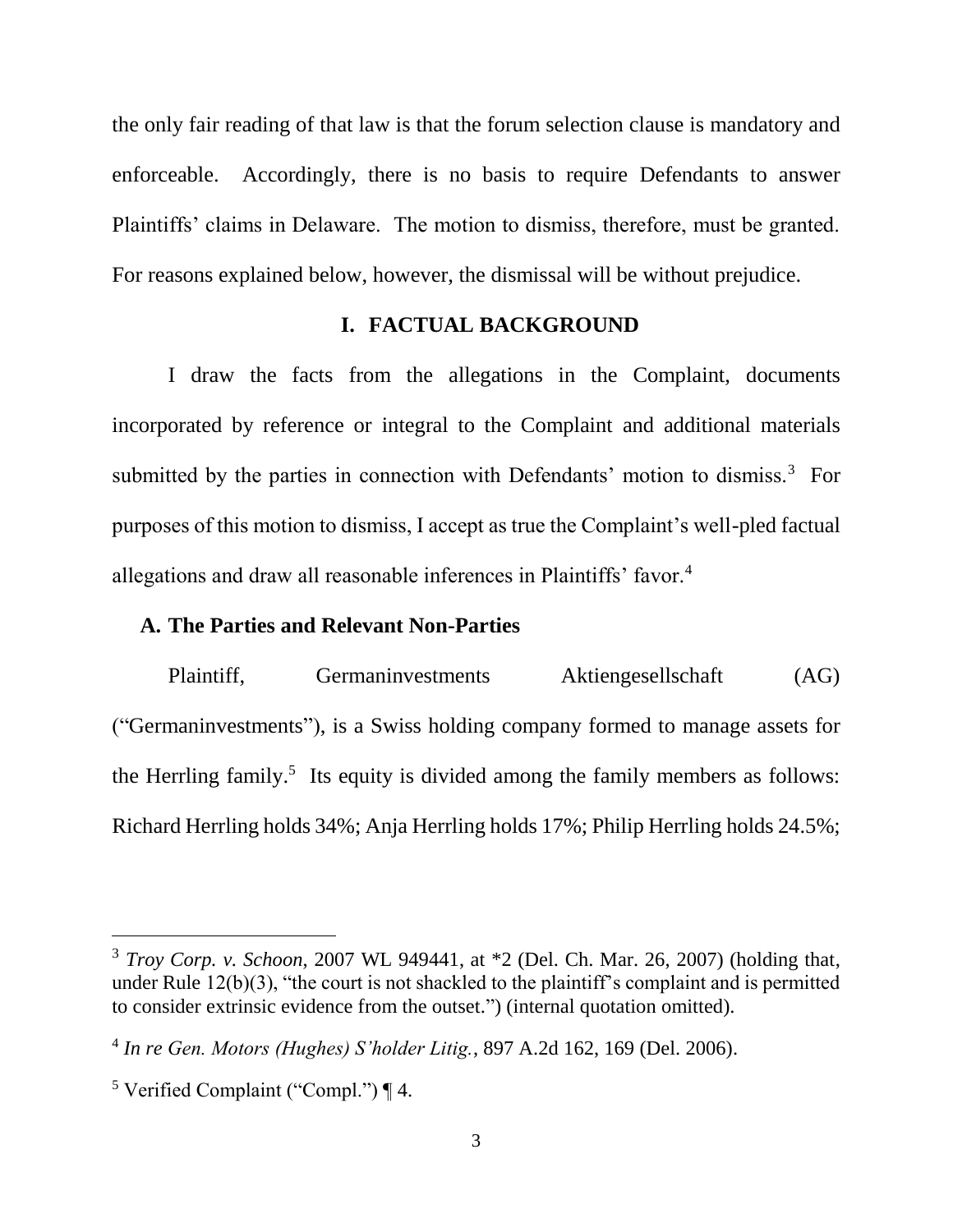the only fair reading of that law is that the forum selection clause is mandatory and enforceable. Accordingly, there is no basis to require Defendants to answer Plaintiffs' claims in Delaware. The motion to dismiss, therefore, must be granted. For reasons explained below, however, the dismissal will be without prejudice.

## I. FACTUAL BACKGROUND

I draw the facts from the allegations in the Complaint, documents incorporated by reference or integral to the Complaint and additional materials submitted by the parties in connection with Defendants' motion to dismiss.[3] For purposes of this motion to dismiss, I accept as true the Complaint's well-pled factual allegations and draw all reasonable inferences in Plaintiffs' favor.[4]

### A. The Parties and Relevant Non-Parties

Plaintiff, Germaninvestments Aktiengesellschaft (AG) ("Germaninvestments"), is a Swiss holding company formed to manage assets for the Herrling family.[5] Its equity is divided among the family members as follows: Richard Herrling holds 34%; Anja Herrling holds 17%; Philip Herrling holds 24.5%;

---

[3] *Troy Corp. v. Schoon*, 2007 WL 949441, at *2 (Del. Ch. Mar. 26, 2007) (holding that, under Rule 12(b)(3), "the court is not shackled to the plaintiff's complaint and is permitted to consider extrinsic evidence from the outset.") (internal quotation omitted).

[4] *In re Gen. Motors (Hughes) S'holder Litig.*, 897 A.2d 162, 169 (Del. 2006).

[5] Verified Complaint ("Compl.") ¶ 4.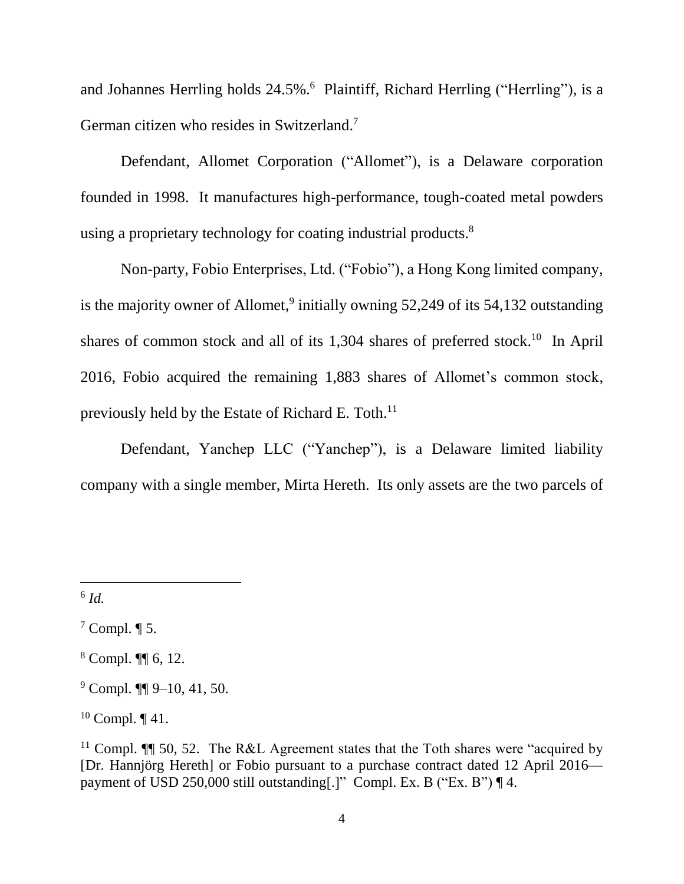and Johannes Herrling holds 24.5%.[6] Plaintiff, Richard Herrling ("Herrling"), is a German citizen who resides in Switzerland.[7]

Defendant, Allomet Corporation ("Allomet"), is a Delaware corporation founded in 1998. It manufactures high-performance, tough-coated metal powders using a proprietary technology for coating industrial products.[8]

Non-party, Fobio Enterprises, Ltd. ("Fobio"), a Hong Kong limited company, is the majority owner of Allomet,[9] initially owning 52,249 of its 54,132 outstanding shares of common stock and all of its 1,304 shares of preferred stock.[10] In April 2016, Fobio acquired the remaining 1,883 shares of Allomet's common stock, previously held by the Estate of Richard E. Toth.[11]

Defendant, Yanchep LLC ("Yanchep"), is a Delaware limited liability company with a single member, Mirta Hereth. Its only assets are the two parcels of

---

[6] *Id.*

[7] Compl. ¶ 5.

[8] Compl. ¶¶ 6, 12.

[9] Compl. ¶¶ 9–10, 41, 50.

[10] Compl. ¶ 41.

[11] Compl. ¶¶ 50, 52. The R&L Agreement states that the Toth shares were "acquired by [Dr. Hannjörg Hereth] or Fobio pursuant to a purchase contract dated 12 April 2016—payment of USD 250,000 still outstanding[.]" Compl. Ex. B ("Ex. B") ¶ 4.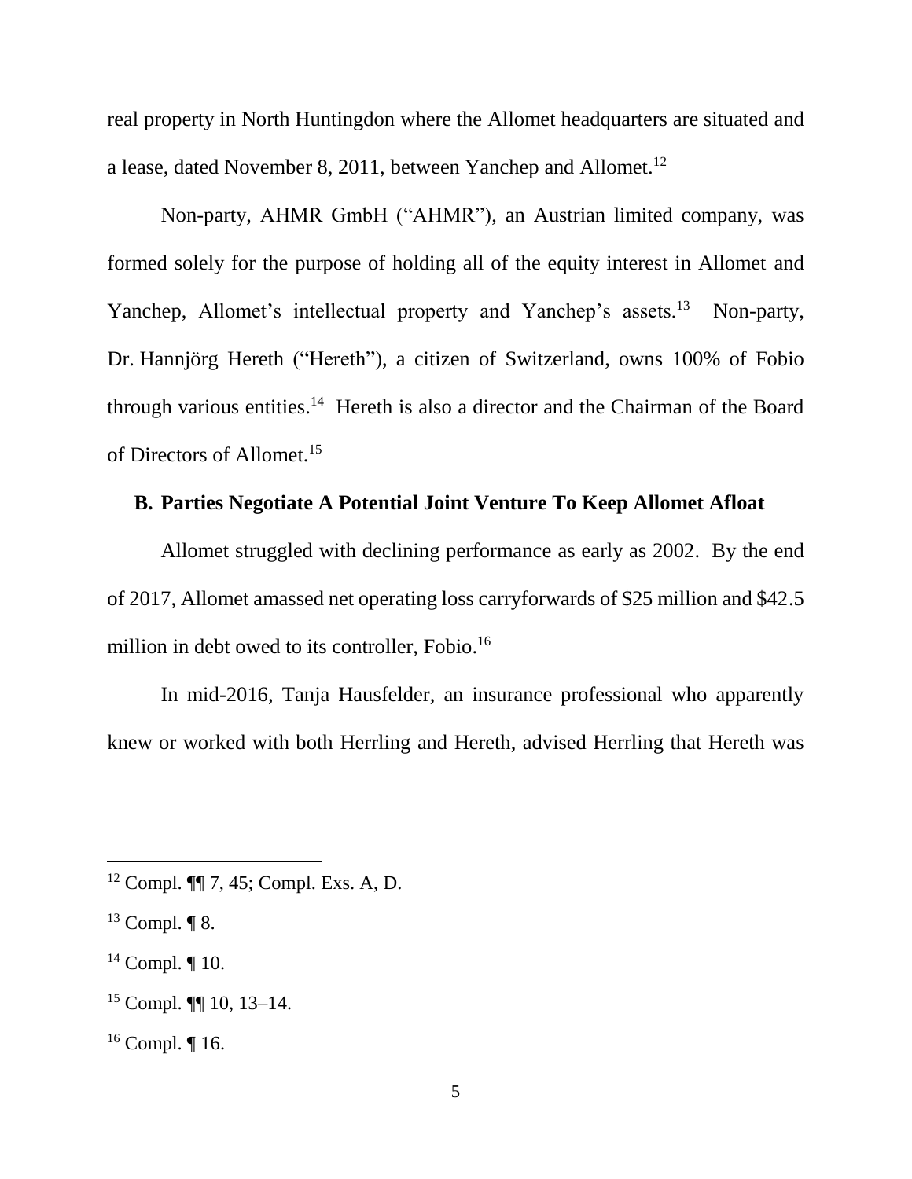real property in North Huntingdon where the Allomet headquarters are situated and a lease, dated November 8, 2011, between Yanchep and Allomet.[12]

Non-party, AHMR GmbH ("AHMR"), an Austrian limited company, was formed solely for the purpose of holding all of the equity interest in Allomet and Yanchep, Allomet's intellectual property and Yanchep's assets.[13] Non-party, Dr. Hannjörg Hereth ("Hereth"), a citizen of Switzerland, owns 100% of Fobio through various entities.[14] Hereth is also a director and the Chairman of the Board of Directors of Allomet.[15]

### B. Parties Negotiate A Potential Joint Venture To Keep Allomet Afloat

Allomet struggled with declining performance as early as 2002. By the end of 2017, Allomet amassed net operating loss carryforwards of $25 million and $42.5 million in debt owed to its controller, Fobio.[16]

In mid-2016, Tanja Hausfelder, an insurance professional who apparently knew or worked with both Herrling and Hereth, advised Herrling that Hereth was

---

[12] Compl. ¶¶ 7, 45; Compl. Exs. A, D.

[13] Compl. ¶ 8.

[14] Compl. ¶ 10.

[15] Compl. ¶¶ 10, 13–14.

[16] Compl. ¶ 16.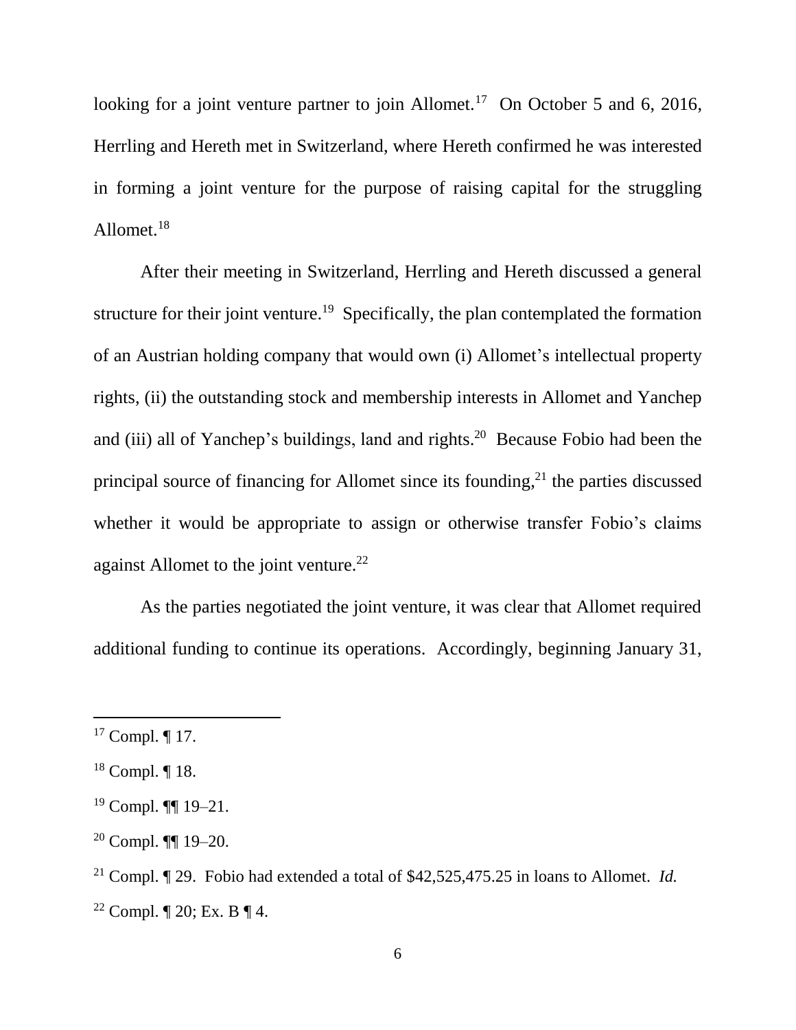looking for a joint venture partner to join Allomet.[17] On October 5 and 6, 2016, Herrling and Hereth met in Switzerland, where Hereth confirmed he was interested in forming a joint venture for the purpose of raising capital for the struggling Allomet.[18]

After their meeting in Switzerland, Herrling and Hereth discussed a general structure for their joint venture.[19] Specifically, the plan contemplated the formation of an Austrian holding company that would own (i) Allomet's intellectual property rights, (ii) the outstanding stock and membership interests in Allomet and Yanchep and (iii) all of Yanchep's buildings, land and rights.[20] Because Fobio had been the principal source of financing for Allomet since its founding,[21] the parties discussed whether it would be appropriate to assign or otherwise transfer Fobio's claims against Allomet to the joint venture.[22]

As the parties negotiated the joint venture, it was clear that Allomet required additional funding to continue its operations. Accordingly, beginning January 31,

---

[17] Compl. ¶ 17.

[18] Compl. ¶ 18.

[19] Compl. ¶¶ 19–21.

[20] Compl. ¶¶ 19–20.

[21] Compl. ¶ 29. Fobio had extended a total of $42,525,475.25 in loans to Allomet. *Id.*

[22] Compl. ¶ 20; Ex. B ¶ 4.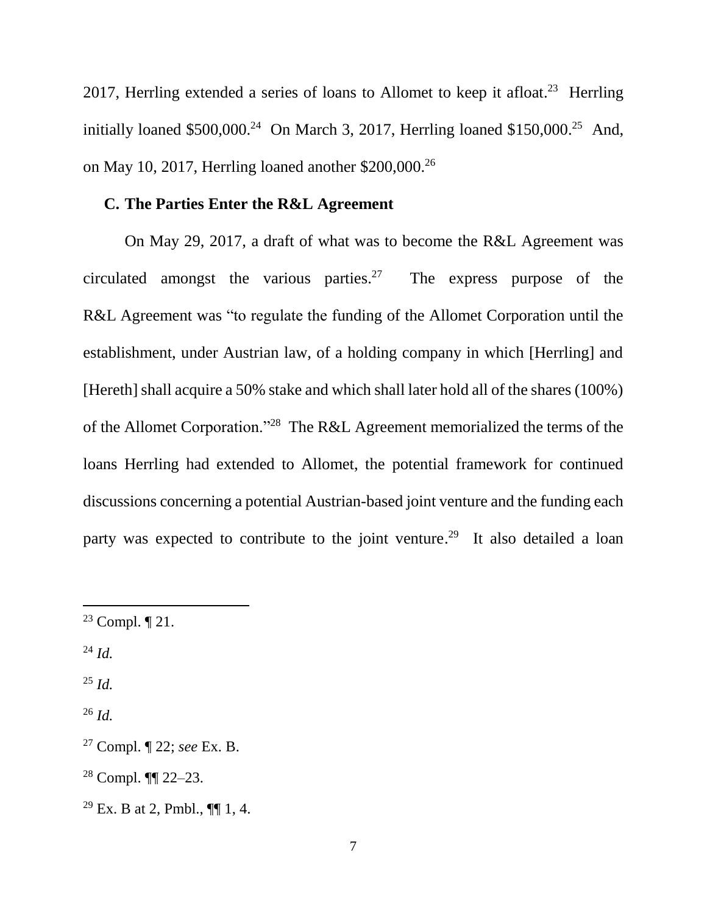2017, Herrling extended a series of loans to Allomet to keep it afloat.[23] Herrling initially loaned $500,000.[24] On March 3, 2017, Herrling loaned $150,000.[25] And, on May 10, 2017, Herrling loaned another $200,000.[26]

### C. The Parties Enter the R&L Agreement

On May 29, 2017, a draft of what was to become the R&L Agreement was circulated amongst the various parties.[27] The express purpose of the R&L Agreement was "to regulate the funding of the Allomet Corporation until the establishment, under Austrian law, of a holding company in which [Herrling] and [Hereth] shall acquire a 50% stake and which shall later hold all of the shares (100%) of the Allomet Corporation."[28] The R&L Agreement memorialized the terms of the loans Herrling had extended to Allomet, the potential framework for continued discussions concerning a potential Austrian-based joint venture and the funding each party was expected to contribute to the joint venture.[29] It also detailed a loan

---

[23] Compl. ¶ 21.

[24] *Id.*

[25] *Id.*

[26] *Id.*

[27] Compl. ¶ 22; *see* Ex. B.

[28] Compl. ¶¶ 22–23.

[29] Ex. B at 2, Pmbl., ¶¶ 1, 4.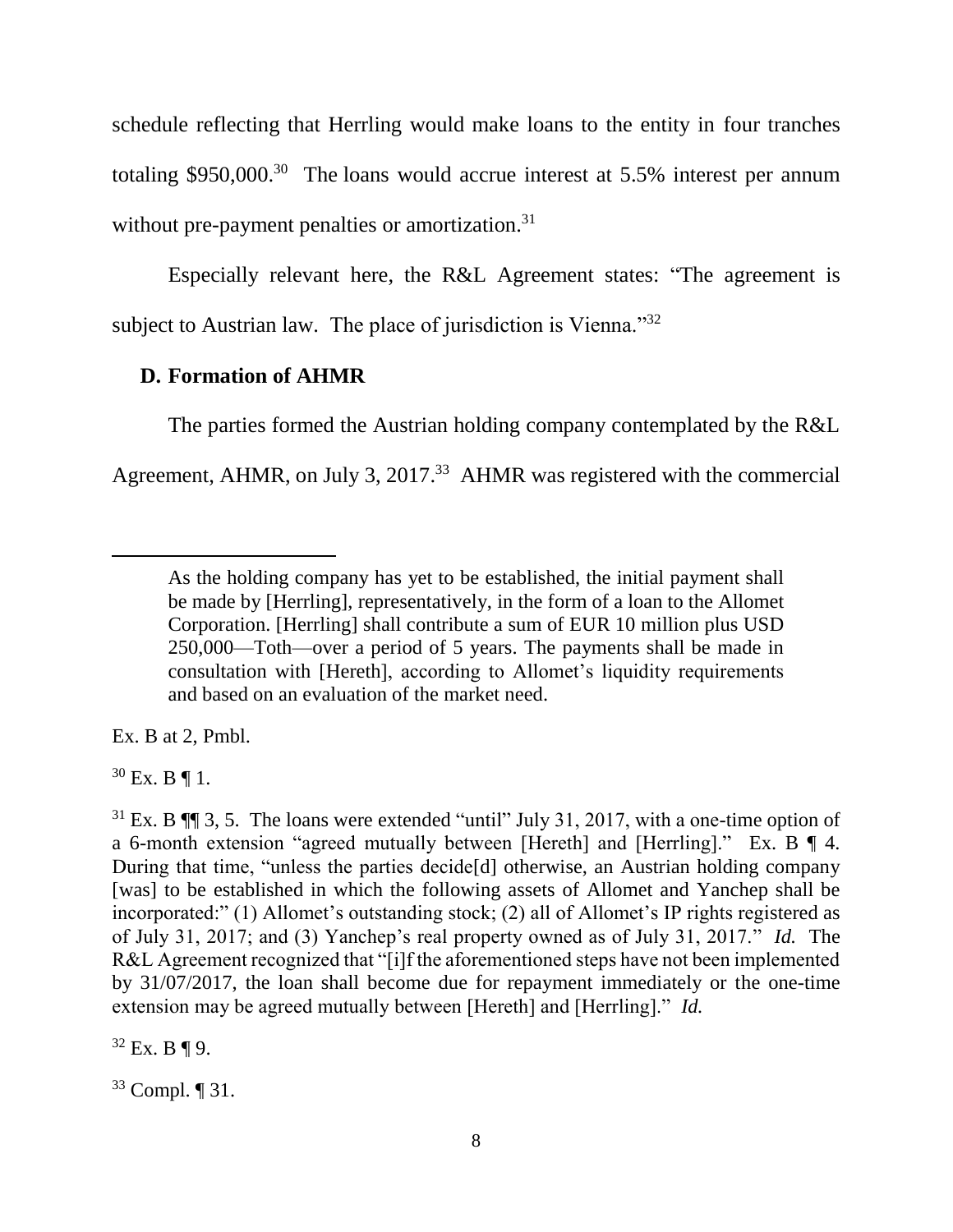schedule reflecting that Herrling would make loans to the entity in four tranches totaling $950,000.[30] The loans would accrue interest at 5.5% interest per annum without pre-payment penalties or amortization.[31]

Especially relevant here, the R&L Agreement states: "The agreement is subject to Austrian law. The place of jurisdiction is Vienna."[32]

## D. Formation of AHMR

The parties formed the Austrian holding company contemplated by the R&L Agreement, AHMR, on July 3, 2017.[33] AHMR was registered with the commercial

---

> As the holding company has yet to be established, the initial payment shall be made by [Herrling], representatively, in the form of a loan to the Allomet Corporation. [Herrling] shall contribute a sum of EUR 10 million plus USD 250,000—Toth—over a period of 5 years. The payments shall be made in consultation with [Hereth], according to Allomet's liquidity requirements and based on an evaluation of the market need.

Ex. B at 2, Pmbl.

[30] Ex. B ¶ 1.

[31] Ex. B ¶¶ 3, 5. The loans were extended "until" July 31, 2017, with a one-time option of a 6-month extension "agreed mutually between [Hereth] and [Herrling]." Ex. B ¶ 4. During that time, "unless the parties decide[d] otherwise, an Austrian holding company [was] to be established in which the following assets of Allomet and Yanchep shall be incorporated:" (1) Allomet's outstanding stock; (2) all of Allomet's IP rights registered as of July 31, 2017; and (3) Yanchep's real property owned as of July 31, 2017." *Id.* The R&L Agreement recognized that "[i]f the aforementioned steps have not been implemented by 31/07/2017, the loan shall become due for repayment immediately or the one-time extension may be agreed mutually between [Hereth] and [Herrling]." *Id.*

[32] Ex. B ¶ 9.

[33] Compl. ¶ 31.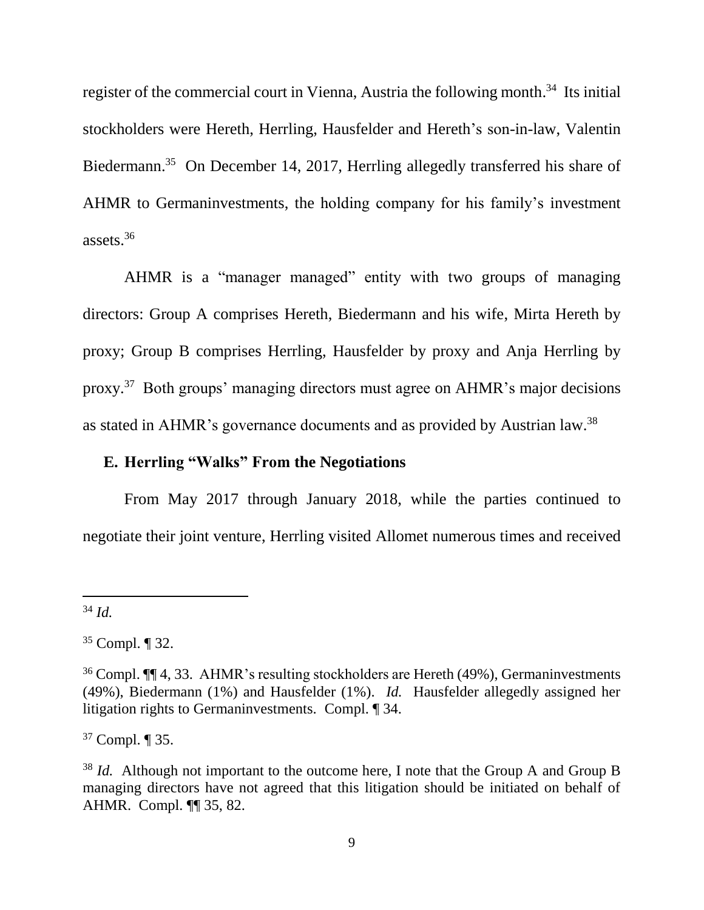register of the commercial court in Vienna, Austria the following month.[34] Its initial stockholders were Hereth, Herrling, Hausfelder and Hereth's son-in-law, Valentin Biedermann.[35] On December 14, 2017, Herrling allegedly transferred his share of AHMR to Germaninvestments, the holding company for his family's investment assets.[36]

AHMR is a "manager managed" entity with two groups of managing directors: Group A comprises Hereth, Biedermann and his wife, Mirta Hereth by proxy; Group B comprises Herrling, Hausfelder by proxy and Anja Herrling by proxy.[37] Both groups' managing directors must agree on AHMR's major decisions as stated in AHMR's governance documents and as provided by Austrian law.[38]

### E. Herrling "Walks" From the Negotiations

From May 2017 through January 2018, while the parties continued to negotiate their joint venture, Herrling visited Allomet numerous times and received

---

[34] *Id.*

[35] Compl. ¶ 32.

[36] Compl. ¶¶ 4, 33. AHMR's resulting stockholders are Hereth (49%), Germaninvestments (49%), Biedermann (1%) and Hausfelder (1%). *Id.* Hausfelder allegedly assigned her litigation rights to Germaninvestments. Compl. ¶ 34.

[37] Compl. ¶ 35.

[38] *Id.* Although not important to the outcome here, I note that the Group A and Group B managing directors have not agreed that this litigation should be initiated on behalf of AHMR. Compl. ¶¶ 35, 82.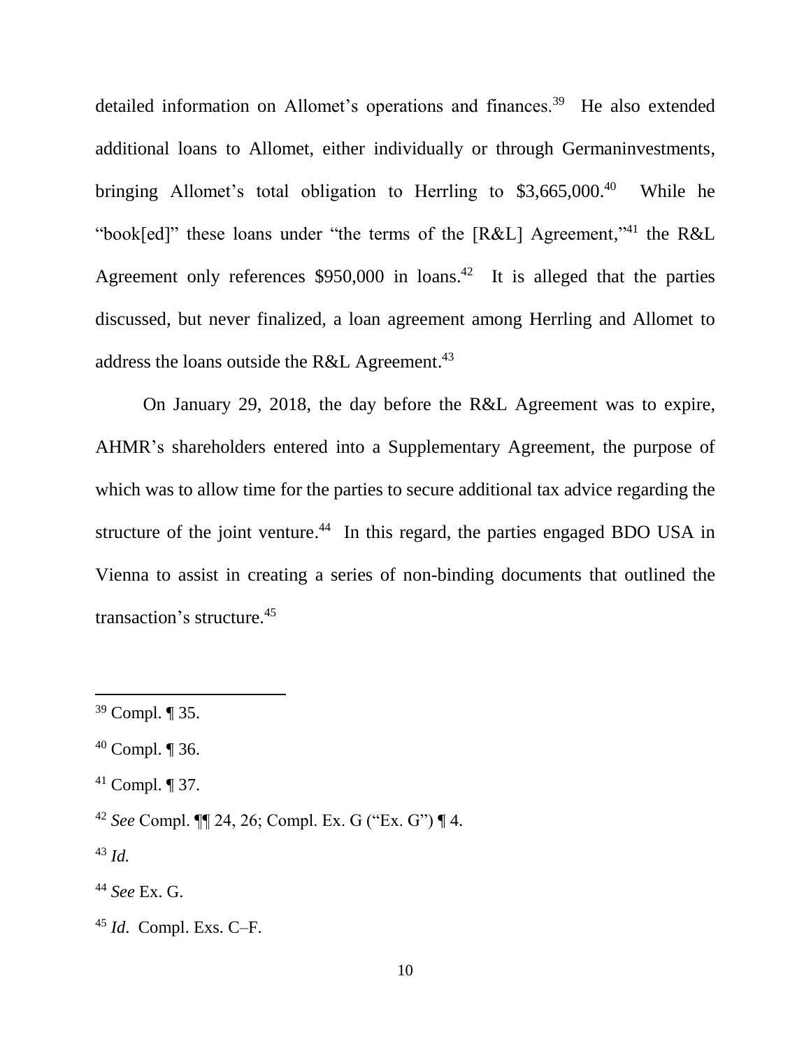detailed information on Allomet's operations and finances.[39] He also extended additional loans to Allomet, either individually or through Germaninvestments, bringing Allomet's total obligation to Herrling to $3,665,000.[40] While he "book[ed]" these loans under "the terms of the [R&L] Agreement,"[41] the R&L Agreement only references $950,000 in loans.[42] It is alleged that the parties discussed, but never finalized, a loan agreement among Herrling and Allomet to address the loans outside the R&L Agreement.[43]

On January 29, 2018, the day before the R&L Agreement was to expire, AHMR's shareholders entered into a Supplementary Agreement, the purpose of which was to allow time for the parties to secure additional tax advice regarding the structure of the joint venture.[44] In this regard, the parties engaged BDO USA in Vienna to assist in creating a series of non-binding documents that outlined the transaction's structure.[45]

---

[39] Compl. ¶ 35.

[40] Compl. ¶ 36.

[41] Compl. ¶ 37.

[42] *See* Compl. ¶¶ 24, 26; Compl. Ex. G ("Ex. G") ¶ 4.

[43] *Id.*

[44] *See* Ex. G.

[45] *Id*. Compl. Exs. C–F.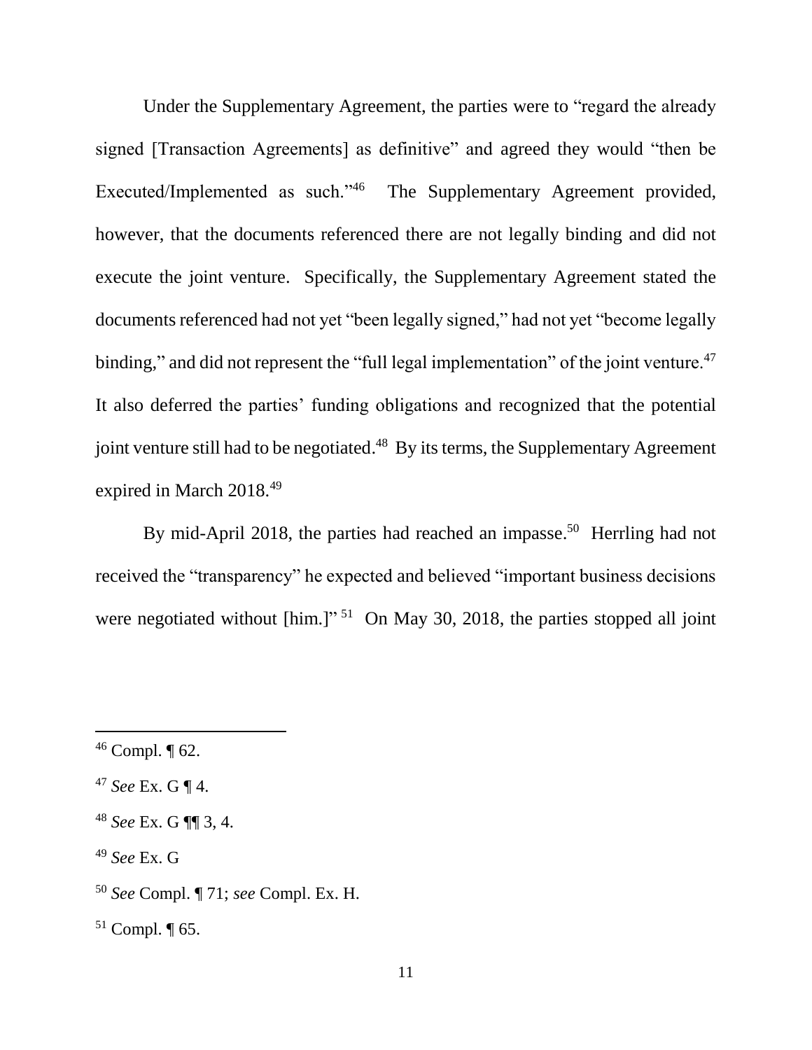Under the Supplementary Agreement, the parties were to "regard the already signed [Transaction Agreements] as definitive" and agreed they would "then be Executed/Implemented as such."[46] The Supplementary Agreement provided, however, that the documents referenced there are not legally binding and did not execute the joint venture. Specifically, the Supplementary Agreement stated the documents referenced had not yet "been legally signed," had not yet "become legally binding," and did not represent the "full legal implementation" of the joint venture.[47] It also deferred the parties' funding obligations and recognized that the potential joint venture still had to be negotiated.[48] By its terms, the Supplementary Agreement expired in March 2018.[49]

By mid-April 2018, the parties had reached an impasse.[50] Herrling had not received the "transparency" he expected and believed "important business decisions were negotiated without [him.]"[51] On May 30, 2018, the parties stopped all joint

---

[46] Compl. ¶ 62.

[47] *See* Ex. G ¶ 4.

[48] *See* Ex. G ¶¶ 3, 4.

[49] *See* Ex. G

[50] *See* Compl. ¶ 71; *see* Compl. Ex. H.

[51] Compl. ¶ 65.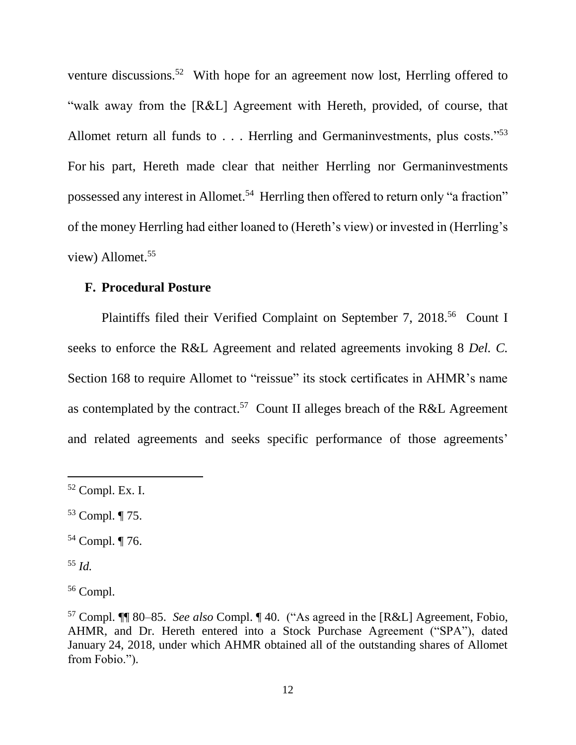venture discussions.[52] With hope for an agreement now lost, Herrling offered to "walk away from the [R&L] Agreement with Hereth, provided, of course, that Allomet return all funds to . . . Herrling and Germaninvestments, plus costs."[53] For his part, Hereth made clear that neither Herrling nor Germaninvestments possessed any interest in Allomet.[54] Herrling then offered to return only "a fraction" of the money Herrling had either loaned to (Hereth's view) or invested in (Herrling's view) Allomet.[55]

### F. Procedural Posture

Plaintiffs filed their Verified Complaint on September 7, 2018.[56] Count I seeks to enforce the R&L Agreement and related agreements invoking 8 *Del. C.* Section 168 to require Allomet to "reissue" its stock certificates in AHMR's name as contemplated by the contract.[57] Count II alleges breach of the R&L Agreement and related agreements and seeks specific performance of those agreements'

---

[52] Compl. Ex. I.

[53] Compl. ¶ 75.

[54] Compl. ¶ 76.

[55] *Id.*

[56] Compl.

[57] Compl. ¶¶ 80–85. *See also* Compl. ¶ 40. ("As agreed in the [R&L] Agreement, Fobio, AHMR, and Dr. Hereth entered into a Stock Purchase Agreement ("SPA"), dated January 24, 2018, under which AHMR obtained all of the outstanding shares of Allomet from Fobio.").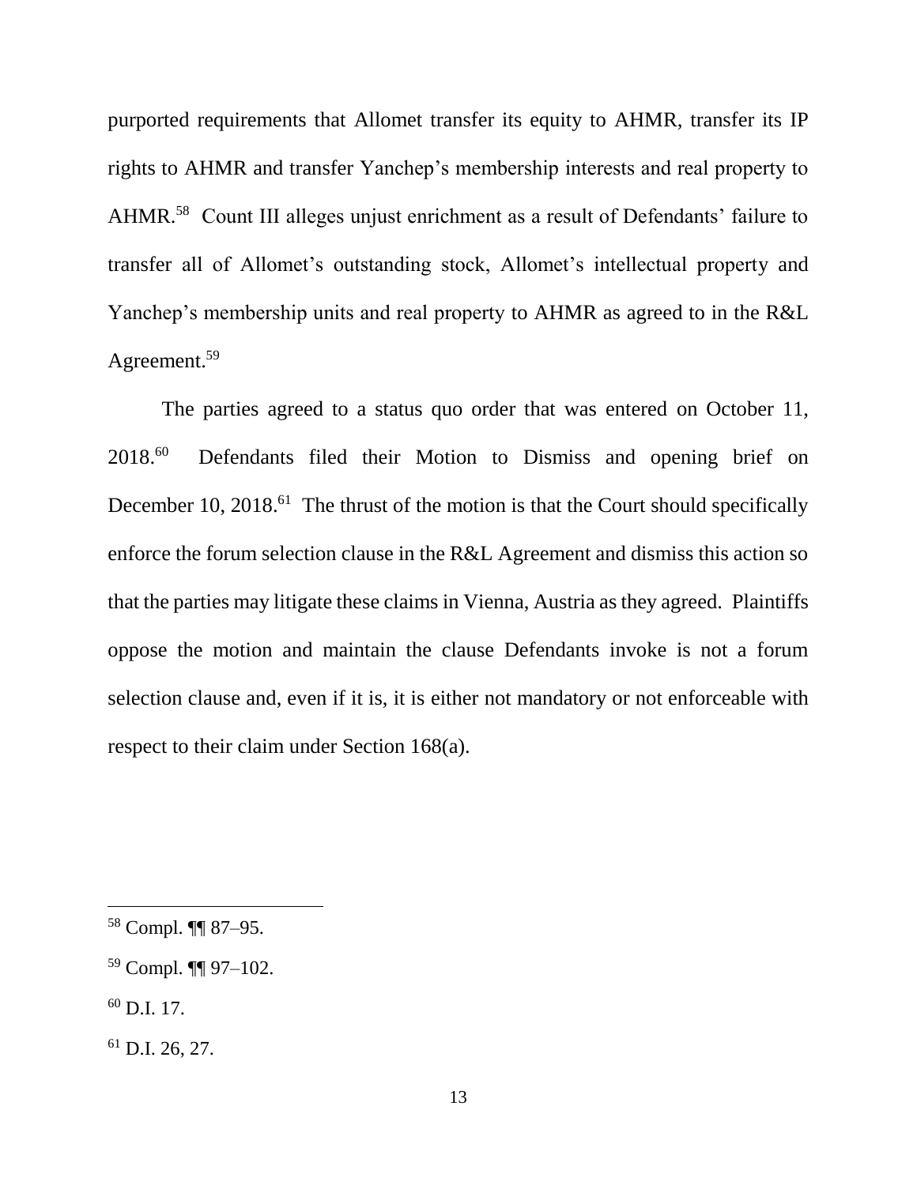purported requirements that Allomet transfer its equity to AHMR, transfer its IP rights to AHMR and transfer Yanchep's membership interests and real property to AHMR.[58] Count III alleges unjust enrichment as a result of Defendants' failure to transfer all of Allomet's outstanding stock, Allomet's intellectual property and Yanchep's membership units and real property to AHMR as agreed to in the R&L Agreement.[59]

The parties agreed to a status quo order that was entered on October 11, 2018.[60] Defendants filed their Motion to Dismiss and opening brief on December 10, 2018.[61] The thrust of the motion is that the Court should specifically enforce the forum selection clause in the R&L Agreement and dismiss this action so that the parties may litigate these claims in Vienna, Austria as they agreed. Plaintiffs oppose the motion and maintain the clause Defendants invoke is not a forum selection clause and, even if it is, it is either not mandatory or not enforceable with respect to their claim under Section 168(a).

---

[58] Compl. ¶¶ 87–95.

[59] Compl. ¶¶ 97–102.

[60] D.I. 17.

[61] D.I. 26, 27.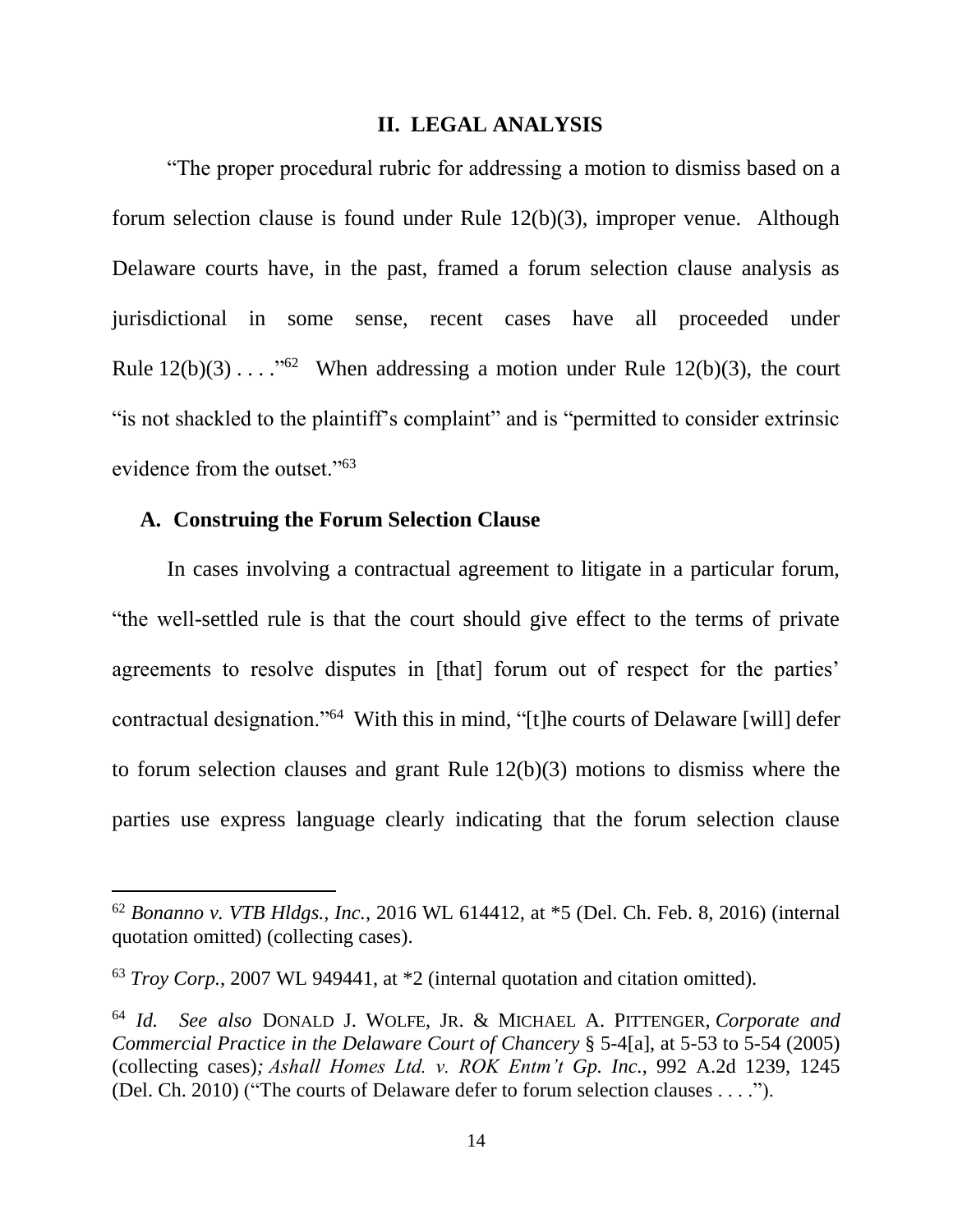## II. LEGAL ANALYSIS

"The proper procedural rubric for addressing a motion to dismiss based on a forum selection clause is found under Rule 12(b)(3), improper venue. Although Delaware courts have, in the past, framed a forum selection clause analysis as jurisdictional in some sense, recent cases have all proceeded under Rule 12(b)(3) . . . ."[62] When addressing a motion under Rule 12(b)(3), the court "is not shackled to the plaintiff's complaint" and is "permitted to consider extrinsic evidence from the outset."[63]

### A. Construing the Forum Selection Clause

In cases involving a contractual agreement to litigate in a particular forum, "the well-settled rule is that the court should give effect to the terms of private agreements to resolve disputes in [that] forum out of respect for the parties' contractual designation."[64] With this in mind, "[t]he courts of Delaware [will] defer to forum selection clauses and grant Rule 12(b)(3) motions to dismiss where the parties use express language clearly indicating that the forum selection clause

---

[62] *Bonanno v. VTB Hldgs., Inc.*, 2016 WL 614412, at *5 (Del. Ch. Feb. 8, 2016) (internal quotation omitted) (collecting cases).

[63] *Troy Corp.*, 2007 WL 949441, at *2 (internal quotation and citation omitted).

[64] *Id. See also* DONALD J. WOLFE, JR. & MICHAEL A. PITTENGER, *Corporate and Commercial Practice in the Delaware Court of Chancery* § 5-4[a], at 5-53 to 5-54 (2005) (collecting cases)*; Ashall Homes Ltd. v. ROK Entm't Gp. Inc.*, 992 A.2d 1239, 1245 (Del. Ch. 2010) ("The courts of Delaware defer to forum selection clauses . . . .").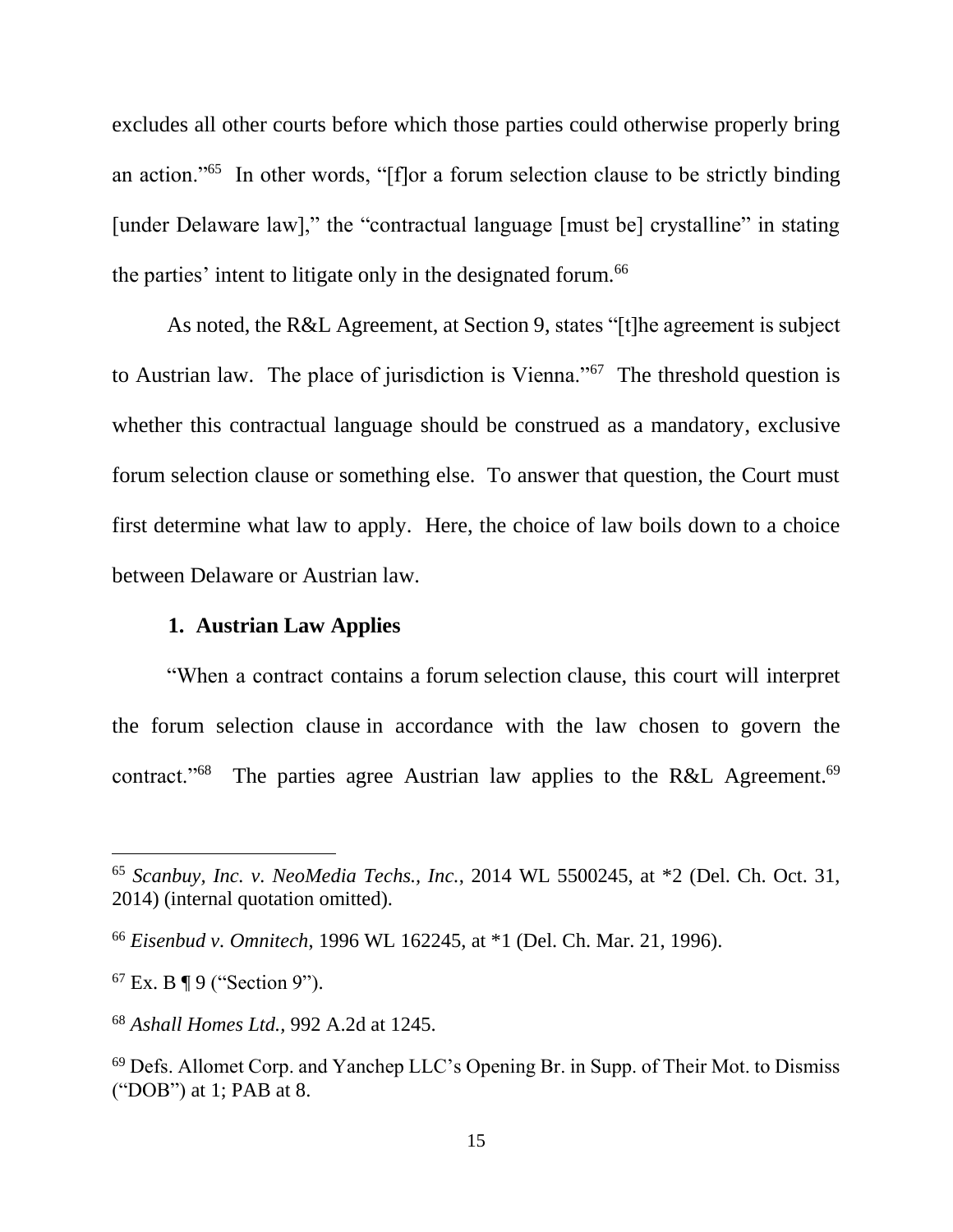excludes all other courts before which those parties could otherwise properly bring an action."[65] In other words, "[f]or a forum selection clause to be strictly binding [under Delaware law]," the "contractual language [must be] crystalline" in stating the parties' intent to litigate only in the designated forum.[66]

As noted, the R&L Agreement, at Section 9, states "[t]he agreement is subject to Austrian law. The place of jurisdiction is Vienna."[67] The threshold question is whether this contractual language should be construed as a mandatory, exclusive forum selection clause or something else. To answer that question, the Court must first determine what law to apply. Here, the choice of law boils down to a choice between Delaware or Austrian law.

### 1. Austrian Law Applies

"When a contract contains a forum selection clause, this court will interpret the forum selection clause in accordance with the law chosen to govern the contract."[68] The parties agree Austrian law applies to the R&L Agreement.[69]

---

[65] *Scanbuy, Inc. v. NeoMedia Techs., Inc.*, 2014 WL 5500245, at *2 (Del. Ch. Oct. 31, 2014) (internal quotation omitted).

[66] *Eisenbud v. Omnitech*, 1996 WL 162245, at *1 (Del. Ch. Mar. 21, 1996).

[67] Ex. B ¶ 9 ("Section 9").

[68] *Ashall Homes Ltd.*, 992 A.2d at 1245.

[69] Defs. Allomet Corp. and Yanchep LLC's Opening Br. in Supp. of Their Mot. to Dismiss ("DOB") at 1; PAB at 8.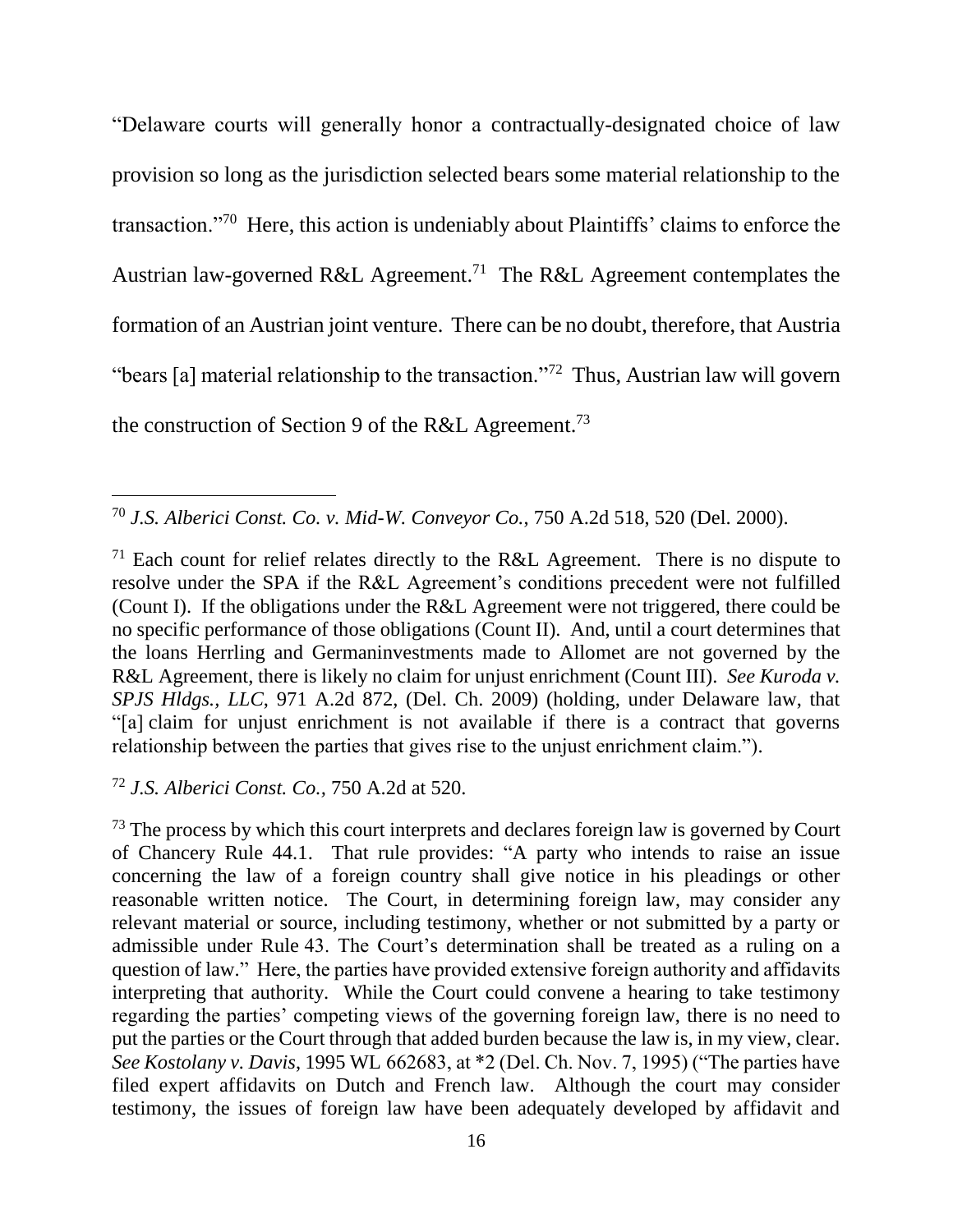"Delaware courts will generally honor a contractually-designated choice of law provision so long as the jurisdiction selected bears some material relationship to the transaction."[70] Here, this action is undeniably about Plaintiffs' claims to enforce the Austrian law-governed R&L Agreement.[71] The R&L Agreement contemplates the formation of an Austrian joint venture. There can be no doubt, therefore, that Austria "bears [a] material relationship to the transaction."[72] Thus, Austrian law will govern the construction of Section 9 of the R&L Agreement.[73]

---

[70] *J.S. Alberici Const. Co. v. Mid-W. Conveyor Co.*, 750 A.2d 518, 520 (Del. 2000).

[71] Each count for relief relates directly to the R&L Agreement. There is no dispute to resolve under the SPA if the R&L Agreement's conditions precedent were not fulfilled (Count I). If the obligations under the R&L Agreement were not triggered, there could be no specific performance of those obligations (Count II). And, until a court determines that the loans Herrling and Germaninvestments made to Allomet are not governed by the R&L Agreement, there is likely no claim for unjust enrichment (Count III). *See Kuroda v. SPJS Hldgs., LLC*, 971 A.2d 872, (Del. Ch. 2009) (holding, under Delaware law, that "[a] claim for unjust enrichment is not available if there is a contract that governs relationship between the parties that gives rise to the unjust enrichment claim.").

[72] *J.S. Alberici Const. Co.*, 750 A.2d at 520.

[73] The process by which this court interprets and declares foreign law is governed by Court of Chancery Rule 44.1. That rule provides: "A party who intends to raise an issue concerning the law of a foreign country shall give notice in his pleadings or other reasonable written notice. The Court, in determining foreign law, may consider any relevant material or source, including testimony, whether or not submitted by a party or admissible under Rule 43. The Court's determination shall be treated as a ruling on a question of law." Here, the parties have provided extensive foreign authority and affidavits interpreting that authority. While the Court could convene a hearing to take testimony regarding the parties' competing views of the governing foreign law, there is no need to put the parties or the Court through that added burden because the law is, in my view, clear. *See Kostolany v. Davis*, 1995 WL 662683, at *2 (Del. Ch. Nov. 7, 1995) ("The parties have filed expert affidavits on Dutch and French law. Although the court may consider testimony, the issues of foreign law have been adequately developed by affidavit and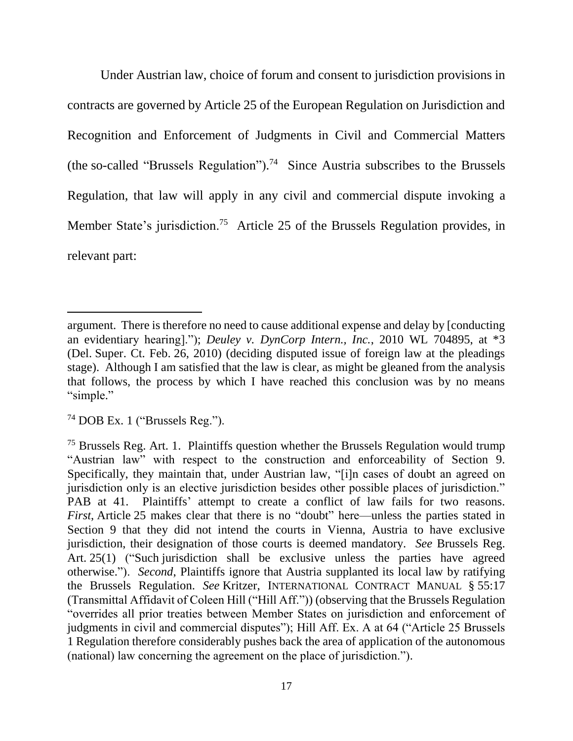Under Austrian law, choice of forum and consent to jurisdiction provisions in contracts are governed by Article 25 of the European Regulation on Jurisdiction and Recognition and Enforcement of Judgments in Civil and Commercial Matters (the so-called "Brussels Regulation").[74] Since Austria subscribes to the Brussels Regulation, that law will apply in any civil and commercial dispute invoking a Member State's jurisdiction.[75] Article 25 of the Brussels Regulation provides, in relevant part:

---

argument. There is therefore no need to cause additional expense and delay by [conducting an evidentiary hearing]."); *Deuley v. DynCorp Intern., Inc.*, 2010 WL 704895, at *3 (Del. Super. Ct. Feb. 26, 2010) (deciding disputed issue of foreign law at the pleadings stage). Although I am satisfied that the law is clear, as might be gleaned from the analysis that follows, the process by which I have reached this conclusion was by no means "simple."

[74] DOB Ex. 1 ("Brussels Reg.").

[75] Brussels Reg. Art. 1. Plaintiffs question whether the Brussels Regulation would trump "Austrian law" with respect to the construction and enforceability of Section 9. Specifically, they maintain that, under Austrian law, "[i]n cases of doubt an agreed on jurisdiction only is an elective jurisdiction besides other possible places of jurisdiction." PAB at 41. Plaintiffs' attempt to create a conflict of law fails for two reasons. *First*, Article 25 makes clear that there is no "doubt" here—unless the parties stated in Section 9 that they did not intend the courts in Vienna, Austria to have exclusive jurisdiction, their designation of those courts is deemed mandatory. *See* Brussels Reg. Art. 25(1) ("Such jurisdiction shall be exclusive unless the parties have agreed otherwise."). *Second*, Plaintiffs ignore that Austria supplanted its local law by ratifying the Brussels Regulation. *See* Kritzer, INTERNATIONAL CONTRACT MANUAL § 55:17 (Transmittal Affidavit of Coleen Hill ("Hill Aff.")) (observing that the Brussels Regulation "overrides all prior treaties between Member States on jurisdiction and enforcement of judgments in civil and commercial disputes"); Hill Aff. Ex. A at 64 ("Article 25 Brussels 1 Regulation therefore considerably pushes back the area of application of the autonomous (national) law concerning the agreement on the place of jurisdiction.").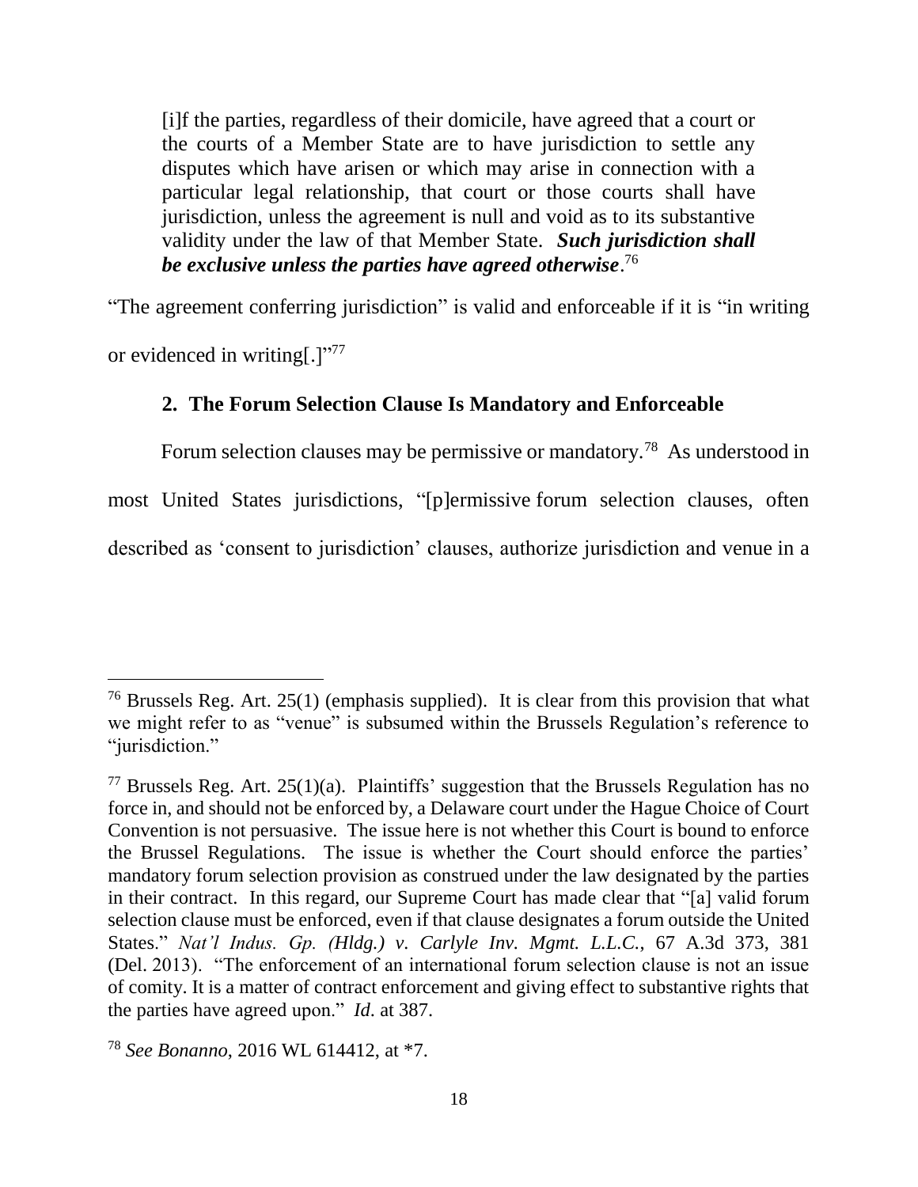> [i]f the parties, regardless of their domicile, have agreed that a court or the courts of a Member State are to have jurisdiction to settle any disputes which have arisen or which may arise in connection with a particular legal relationship, that court or those courts shall have jurisdiction, unless the agreement is null and void as to its substantive validity under the law of that Member State. ***Such jurisdiction shall be exclusive unless the parties have agreed otherwise***.[76]

"The agreement conferring jurisdiction" is valid and enforceable if it is "in writing or evidenced in writing[.]"[77]

### 2. The Forum Selection Clause Is Mandatory and Enforceable

Forum selection clauses may be permissive or mandatory.[78] As understood in most United States jurisdictions, "[p]ermissive forum selection clauses, often described as 'consent to jurisdiction' clauses, authorize jurisdiction and venue in a

---

[76] Brussels Reg. Art. 25(1) (emphasis supplied). It is clear from this provision that what we might refer to as "venue" is subsumed within the Brussels Regulation's reference to "jurisdiction."

[77] Brussels Reg. Art. 25(1)(a). Plaintiffs' suggestion that the Brussels Regulation has no force in, and should not be enforced by, a Delaware court under the Hague Choice of Court Convention is not persuasive. The issue here is not whether this Court is bound to enforce the Brussel Regulations. The issue is whether the Court should enforce the parties' mandatory forum selection provision as construed under the law designated by the parties in their contract. In this regard, our Supreme Court has made clear that "[a] valid forum selection clause must be enforced, even if that clause designates a forum outside the United States." *Nat'l Indus. Gp. (Hldg.) v. Carlyle Inv. Mgmt. L.L.C.*, 67 A.3d 373, 381 (Del. 2013). "The enforcement of an international forum selection clause is not an issue of comity. It is a matter of contract enforcement and giving effect to substantive rights that the parties have agreed upon." *Id*. at 387.

[78] *See Bonanno*, 2016 WL 614412, at *7.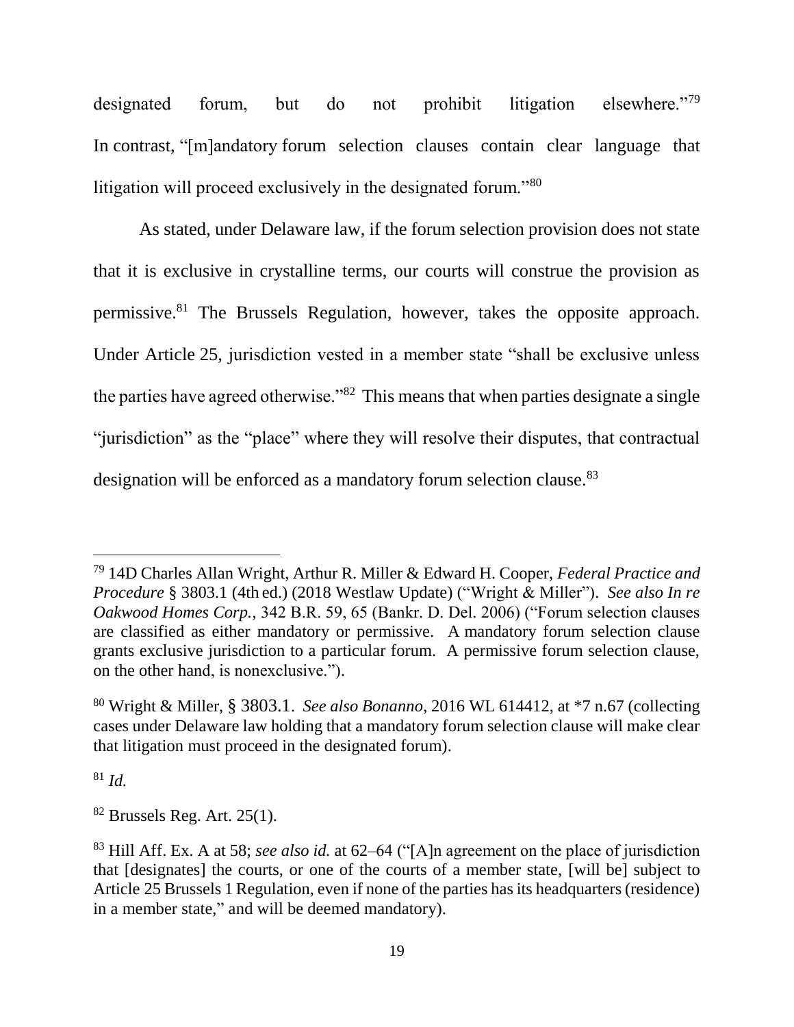designated forum, but do not prohibit litigation elsewhere."[79] In contrast, "[m]andatory forum selection clauses contain clear language that litigation will proceed exclusively in the designated forum."[80]

As stated, under Delaware law, if the forum selection provision does not state that it is exclusive in crystalline terms, our courts will construe the provision as permissive.[81] The Brussels Regulation, however, takes the opposite approach. Under Article 25, jurisdiction vested in a member state "shall be exclusive unless the parties have agreed otherwise."[82] This means that when parties designate a single "jurisdiction" as the "place" where they will resolve their disputes, that contractual designation will be enforced as a mandatory forum selection clause.[83]

---

[79] 14D Charles Allan Wright, Arthur R. Miller & Edward H. Cooper, *Federal Practice and Procedure* § 3803.1 (4th ed.) (2018 Westlaw Update) ("Wright & Miller"). *See also In re Oakwood Homes Corp.*, 342 B.R. 59, 65 (Bankr. D. Del. 2006) ("Forum selection clauses are classified as either mandatory or permissive. A mandatory forum selection clause grants exclusive jurisdiction to a particular forum. A permissive forum selection clause, on the other hand, is nonexclusive.").

[80] Wright & Miller, § 3803.1. *See also Bonanno*, 2016 WL 614412, at *7 n.67 (collecting cases under Delaware law holding that a mandatory forum selection clause will make clear that litigation must proceed in the designated forum).

[81] *Id.*

[82] Brussels Reg. Art. 25(1).

[83] Hill Aff. Ex. A at 58; *see also id.* at 62–64 ("[A]n agreement on the place of jurisdiction that [designates] the courts, or one of the courts of a member state, [will be] subject to Article 25 Brussels 1 Regulation, even if none of the parties has its headquarters (residence) in a member state," and will be deemed mandatory).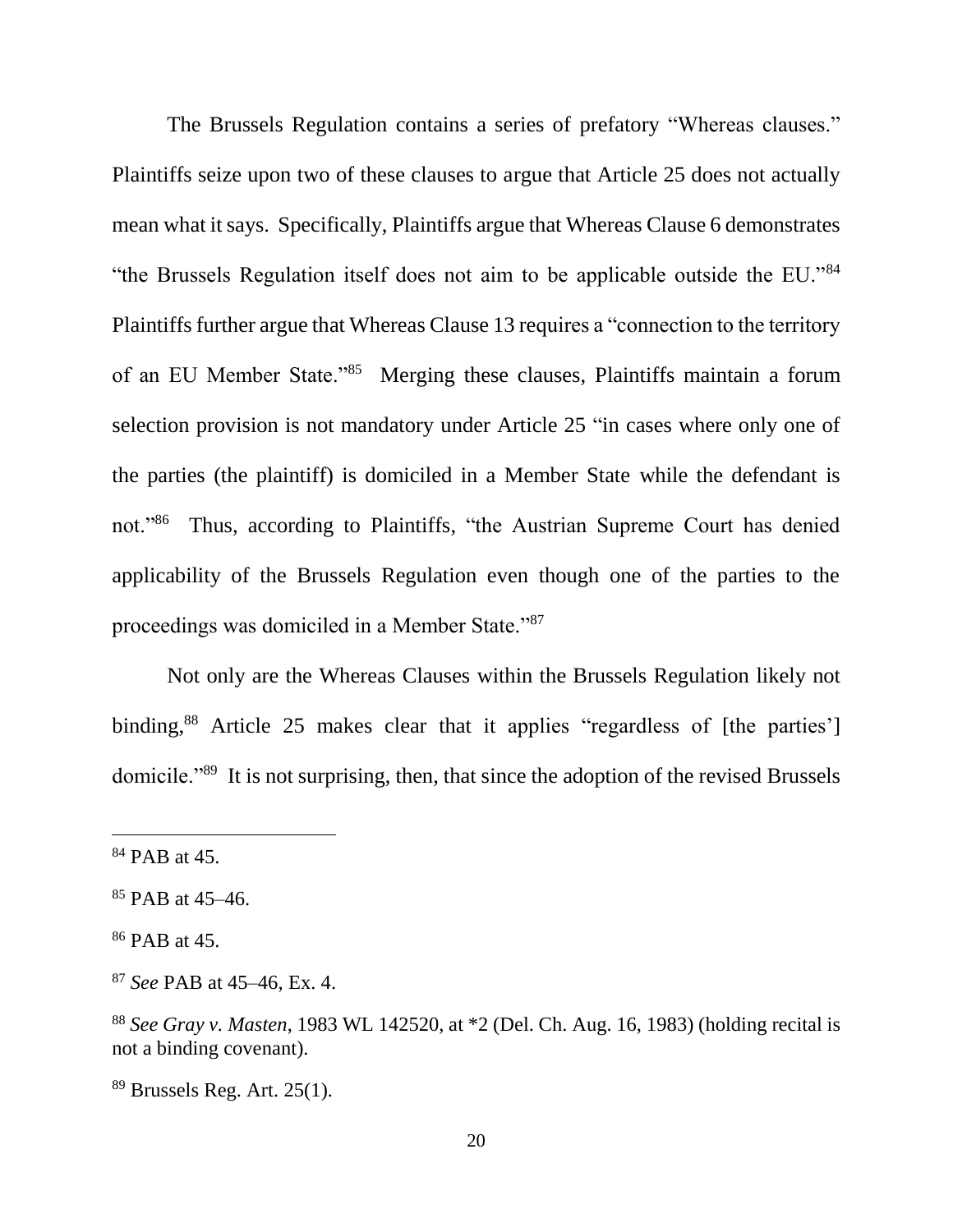The Brussels Regulation contains a series of prefatory "Whereas clauses." Plaintiffs seize upon two of these clauses to argue that Article 25 does not actually mean what it says. Specifically, Plaintiffs argue that Whereas Clause 6 demonstrates "the Brussels Regulation itself does not aim to be applicable outside the EU."[84] Plaintiffs further argue that Whereas Clause 13 requires a "connection to the territory of an EU Member State."[85] Merging these clauses, Plaintiffs maintain a forum selection provision is not mandatory under Article 25 "in cases where only one of the parties (the plaintiff) is domiciled in a Member State while the defendant is not."[86] Thus, according to Plaintiffs, "the Austrian Supreme Court has denied applicability of the Brussels Regulation even though one of the parties to the proceedings was domiciled in a Member State."[87]

Not only are the Whereas Clauses within the Brussels Regulation likely not binding,[88] Article 25 makes clear that it applies "regardless of [the parties'] domicile."[89] It is not surprising, then, that since the adoption of the revised Brussels

---

[84] PAB at 45.

[85] PAB at 45–46.

[86] PAB at 45.

[87] *See* PAB at 45–46, Ex. 4.

[88] *See Gray v. Masten*, 1983 WL 142520, at *2 (Del. Ch. Aug. 16, 1983) (holding recital is not a binding covenant).

[89] Brussels Reg. Art. 25(1).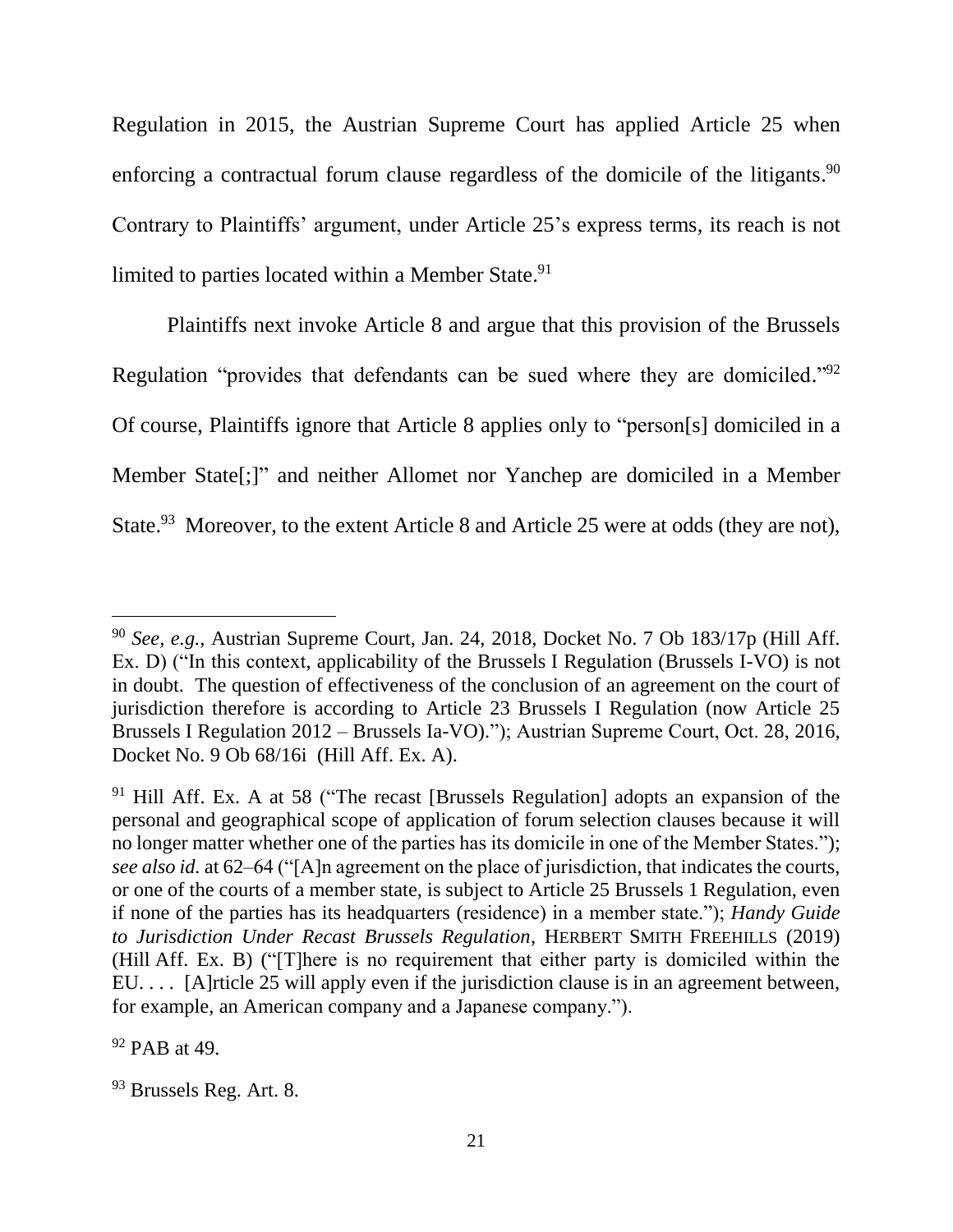Regulation in 2015, the Austrian Supreme Court has applied Article 25 when enforcing a contractual forum clause regardless of the domicile of the litigants.[90] Contrary to Plaintiffs' argument, under Article 25's express terms, its reach is not limited to parties located within a Member State.[91]

Plaintiffs next invoke Article 8 and argue that this provision of the Brussels Regulation "provides that defendants can be sued where they are domiciled."[92] Of course, Plaintiffs ignore that Article 8 applies only to "person[s] domiciled in a Member State[;]" and neither Allomet nor Yanchep are domiciled in a Member State.[93] Moreover, to the extent Article 8 and Article 25 were at odds (they are not),

---

[90] *See, e.g.*, Austrian Supreme Court, Jan. 24, 2018, Docket No. 7 Ob 183/17p (Hill Aff. Ex. D) ("In this context, applicability of the Brussels I Regulation (Brussels I-VO) is not in doubt. The question of effectiveness of the conclusion of an agreement on the court of jurisdiction therefore is according to Article 23 Brussels I Regulation (now Article 25 Brussels I Regulation 2012 – Brussels Ia-VO)."); Austrian Supreme Court, Oct. 28, 2016, Docket No. 9 Ob 68/16i (Hill Aff. Ex. A).

[91] Hill Aff. Ex. A at 58 ("The recast [Brussels Regulation] adopts an expansion of the personal and geographical scope of application of forum selection clauses because it will no longer matter whether one of the parties has its domicile in one of the Member States."); *see also id.* at 62–64 ("[A]n agreement on the place of jurisdiction, that indicates the courts, or one of the courts of a member state, is subject to Article 25 Brussels 1 Regulation, even if none of the parties has its headquarters (residence) in a member state."); *Handy Guide to Jurisdiction Under Recast Brussels Regulation*, HERBERT SMITH FREEHILLS (2019) (Hill Aff. Ex. B) ("[T]here is no requirement that either party is domiciled within the EU. . . . [A]rticle 25 will apply even if the jurisdiction clause is in an agreement between, for example, an American company and a Japanese company.").

[92] PAB at 49.

[93] Brussels Reg. Art. 8.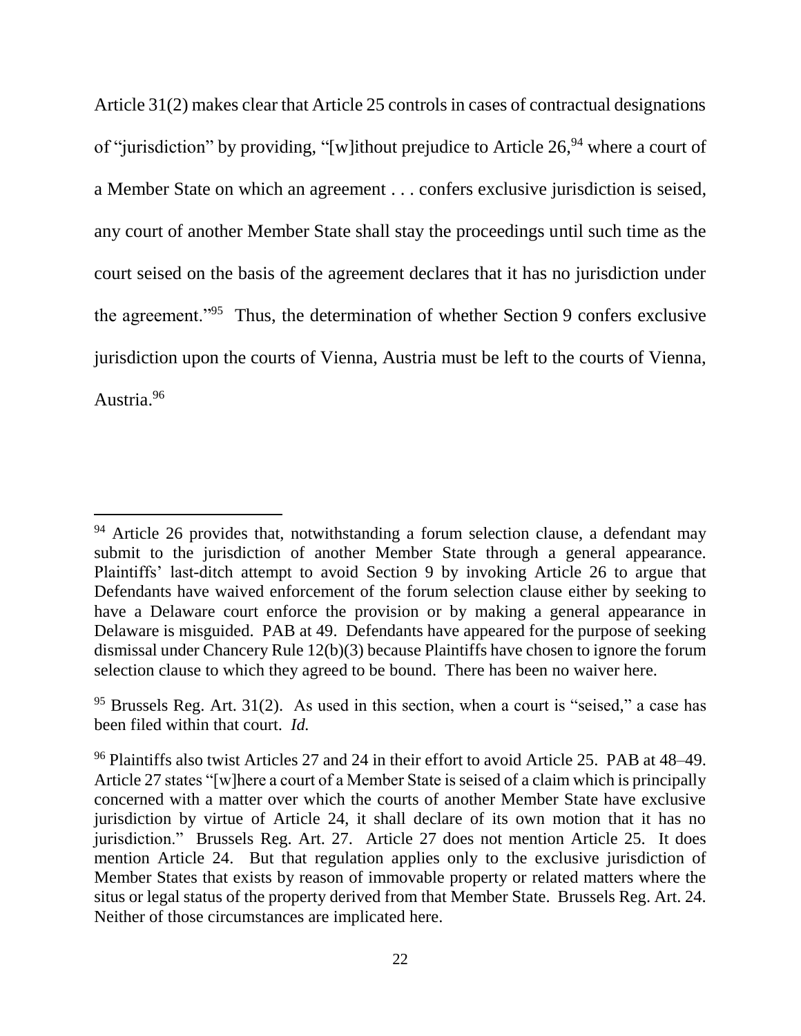Article 31(2) makes clear that Article 25 controls in cases of contractual designations of "jurisdiction" by providing, "[w]ithout prejudice to Article 26,[94] where a court of a Member State on which an agreement . . . confers exclusive jurisdiction is seised, any court of another Member State shall stay the proceedings until such time as the court seised on the basis of the agreement declares that it has no jurisdiction under the agreement."[95] Thus, the determination of whether Section 9 confers exclusive jurisdiction upon the courts of Vienna, Austria must be left to the courts of Vienna, Austria.[96]

---

[94] Article 26 provides that, notwithstanding a forum selection clause, a defendant may submit to the jurisdiction of another Member State through a general appearance. Plaintiffs' last-ditch attempt to avoid Section 9 by invoking Article 26 to argue that Defendants have waived enforcement of the forum selection clause either by seeking to have a Delaware court enforce the provision or by making a general appearance in Delaware is misguided. PAB at 49. Defendants have appeared for the purpose of seeking dismissal under Chancery Rule 12(b)(3) because Plaintiffs have chosen to ignore the forum selection clause to which they agreed to be bound. There has been no waiver here.

[95] Brussels Reg. Art. 31(2). As used in this section, when a court is "seised," a case has been filed within that court. *Id.*

[96] Plaintiffs also twist Articles 27 and 24 in their effort to avoid Article 25. PAB at 48–49. Article 27 states "[w]here a court of a Member State is seised of a claim which is principally concerned with a matter over which the courts of another Member State have exclusive jurisdiction by virtue of Article 24, it shall declare of its own motion that it has no jurisdiction." Brussels Reg. Art. 27. Article 27 does not mention Article 25. It does mention Article 24. But that regulation applies only to the exclusive jurisdiction of Member States that exists by reason of immovable property or related matters where the situs or legal status of the property derived from that Member State. Brussels Reg. Art. 24. Neither of those circumstances are implicated here.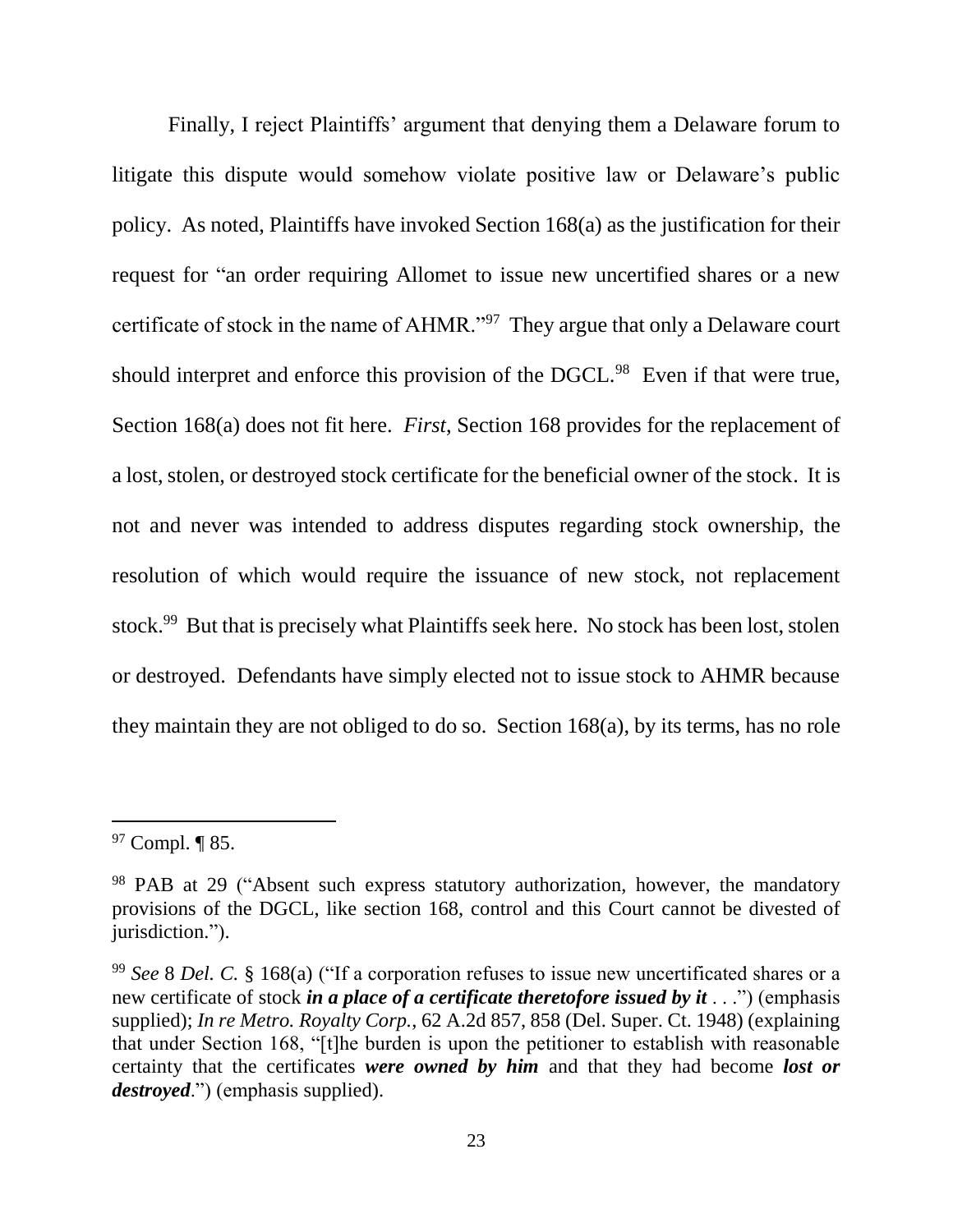Finally, I reject Plaintiffs' argument that denying them a Delaware forum to litigate this dispute would somehow violate positive law or Delaware's public policy. As noted, Plaintiffs have invoked Section 168(a) as the justification for their request for "an order requiring Allomet to issue new uncertified shares or a new certificate of stock in the name of AHMR."[97] They argue that only a Delaware court should interpret and enforce this provision of the DGCL.[98] Even if that were true, Section 168(a) does not fit here. *First*, Section 168 provides for the replacement of a lost, stolen, or destroyed stock certificate for the beneficial owner of the stock. It is not and never was intended to address disputes regarding stock ownership, the resolution of which would require the issuance of new stock, not replacement stock.[99] But that is precisely what Plaintiffs seek here. No stock has been lost, stolen or destroyed. Defendants have simply elected not to issue stock to AHMR because they maintain they are not obliged to do so. Section 168(a), by its terms, has no role

---

[97] Compl. ¶ 85.

[98] PAB at 29 ("Absent such express statutory authorization, however, the mandatory provisions of the DGCL, like section 168, control and this Court cannot be divested of jurisdiction.").

[99] *See* 8 *Del. C.* § 168(a) ("If a corporation refuses to issue new uncertificated shares or a new certificate of stock ***in a place of a certificate theretofore issued by it*** . . .") (emphasis supplied); *In re Metro. Royalty Corp.*, 62 A.2d 857, 858 (Del. Super. Ct. 1948) (explaining that under Section 168, "[t]he burden is upon the petitioner to establish with reasonable certainty that the certificates ***were owned by him*** and that they had become ***lost or destroyed***.") (emphasis supplied).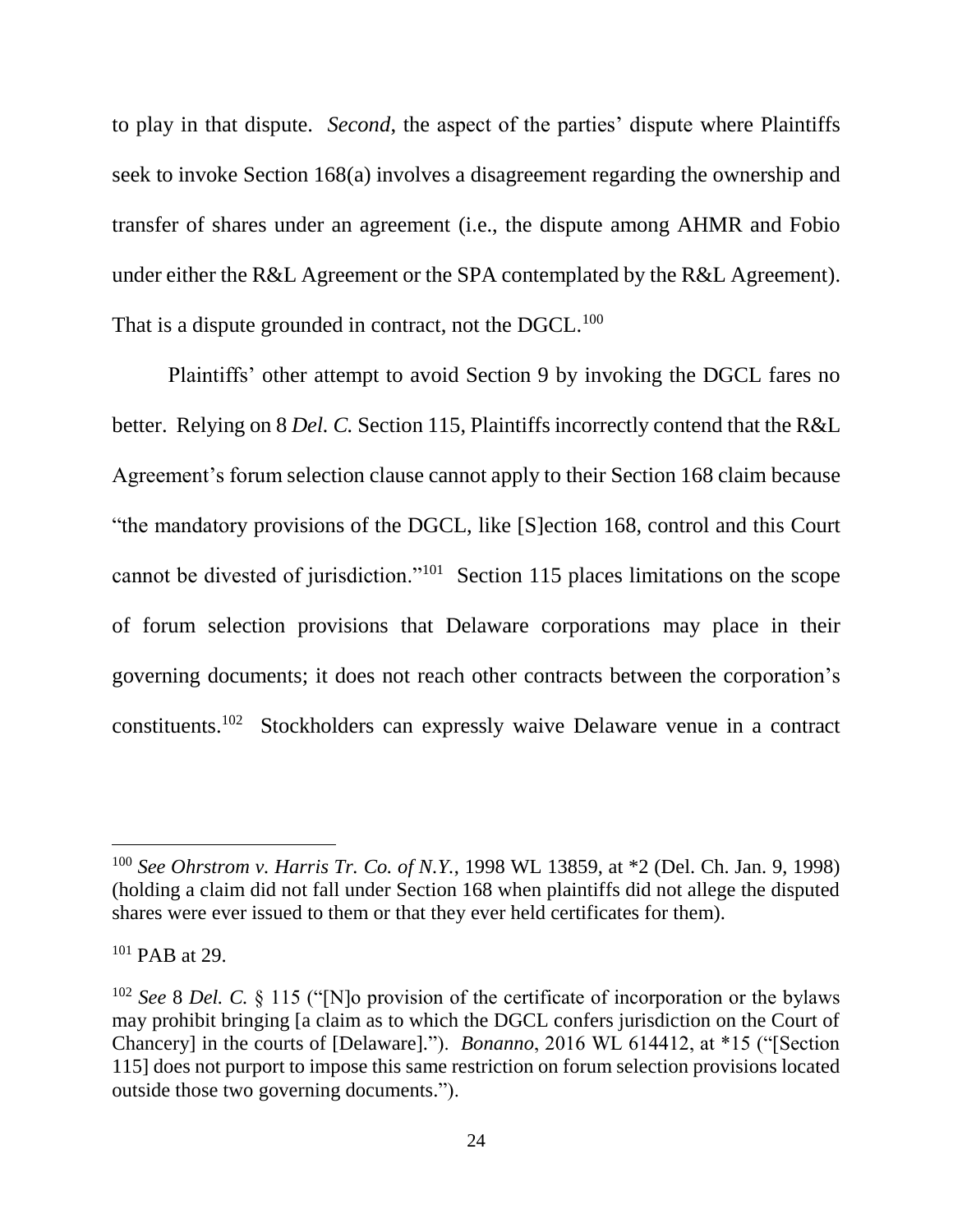to play in that dispute. *Second*, the aspect of the parties' dispute where Plaintiffs seek to invoke Section 168(a) involves a disagreement regarding the ownership and transfer of shares under an agreement (i.e., the dispute among AHMR and Fobio under either the R&L Agreement or the SPA contemplated by the R&L Agreement). That is a dispute grounded in contract, not the DGCL.[100]

Plaintiffs' other attempt to avoid Section 9 by invoking the DGCL fares no better. Relying on 8 *Del. C.* Section 115, Plaintiffs incorrectly contend that the R&L Agreement's forum selection clause cannot apply to their Section 168 claim because "the mandatory provisions of the DGCL, like [S]ection 168, control and this Court cannot be divested of jurisdiction."[101] Section 115 places limitations on the scope of forum selection provisions that Delaware corporations may place in their governing documents; it does not reach other contracts between the corporation's constituents.[102] Stockholders can expressly waive Delaware venue in a contract

---

[100] *See Ohrstrom v. Harris Tr. Co. of N.Y.*, 1998 WL 13859, at *2 (Del. Ch. Jan. 9, 1998) (holding a claim did not fall under Section 168 when plaintiffs did not allege the disputed shares were ever issued to them or that they ever held certificates for them).

[101] PAB at 29.

[102] *See* 8 *Del. C.* § 115 ("[N]o provision of the certificate of incorporation or the bylaws may prohibit bringing [a claim as to which the DGCL confers jurisdiction on the Court of Chancery] in the courts of [Delaware]."). *Bonanno*, 2016 WL 614412, at *15 ("[Section 115] does not purport to impose this same restriction on forum selection provisions located outside those two governing documents.").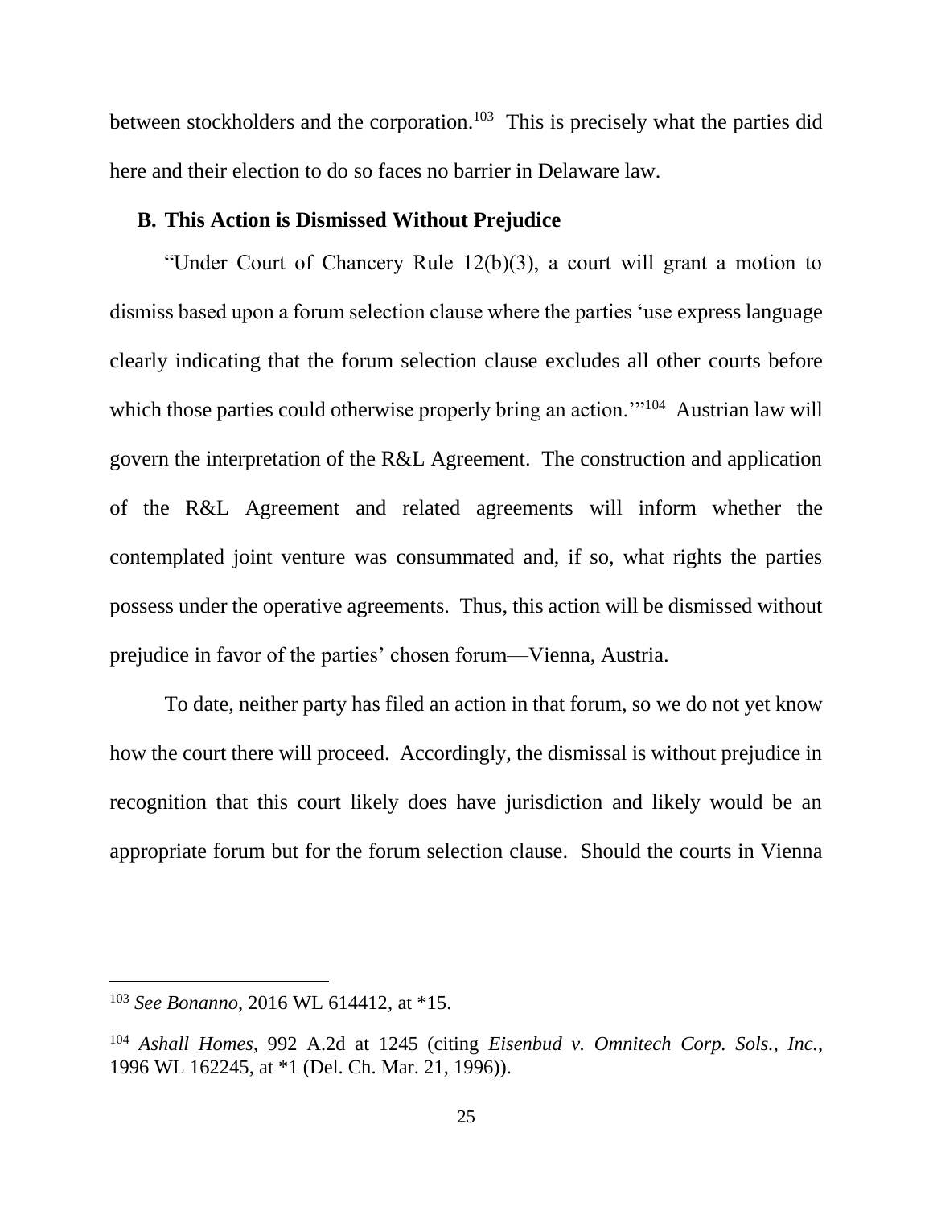between stockholders and the corporation.[103] This is precisely what the parties did here and their election to do so faces no barrier in Delaware law.

### B. This Action is Dismissed Without Prejudice

"Under Court of Chancery Rule 12(b)(3), a court will grant a motion to dismiss based upon a forum selection clause where the parties 'use express language clearly indicating that the forum selection clause excludes all other courts before which those parties could otherwise properly bring an action.'"[104] Austrian law will govern the interpretation of the R&L Agreement. The construction and application of the R&L Agreement and related agreements will inform whether the contemplated joint venture was consummated and, if so, what rights the parties possess under the operative agreements. Thus, this action will be dismissed without prejudice in favor of the parties' chosen forum—Vienna, Austria.

To date, neither party has filed an action in that forum, so we do not yet know how the court there will proceed. Accordingly, the dismissal is without prejudice in recognition that this court likely does have jurisdiction and likely would be an appropriate forum but for the forum selection clause. Should the courts in Vienna

---

[103] *See Bonanno*, 2016 WL 614412, at *15.

[104] *Ashall Homes*, 992 A.2d at 1245 (citing *Eisenbud v. Omnitech Corp. Sols., Inc.*, 1996 WL 162245, at *1 (Del. Ch. Mar. 21, 1996)).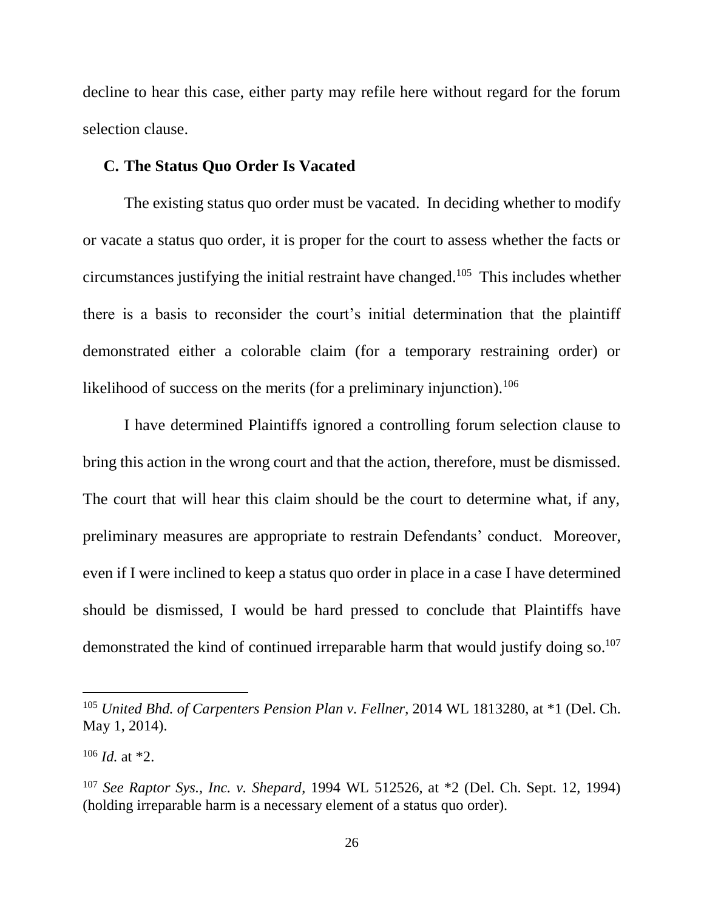decline to hear this case, either party may refile here without regard for the forum selection clause.

### C. The Status Quo Order Is Vacated

The existing status quo order must be vacated. In deciding whether to modify or vacate a status quo order, it is proper for the court to assess whether the facts or circumstances justifying the initial restraint have changed.[105] This includes whether there is a basis to reconsider the court's initial determination that the plaintiff demonstrated either a colorable claim (for a temporary restraining order) or likelihood of success on the merits (for a preliminary injunction).[106]

I have determined Plaintiffs ignored a controlling forum selection clause to bring this action in the wrong court and that the action, therefore, must be dismissed. The court that will hear this claim should be the court to determine what, if any, preliminary measures are appropriate to restrain Defendants' conduct. Moreover, even if I were inclined to keep a status quo order in place in a case I have determined should be dismissed, I would be hard pressed to conclude that Plaintiffs have demonstrated the kind of continued irreparable harm that would justify doing so.[107]

---

[105] *United Bhd. of Carpenters Pension Plan v. Fellner*, 2014 WL 1813280, at *1 (Del. Ch. May 1, 2014).

[106] *Id.* at *2.

[107] *See Raptor Sys., Inc. v. Shepard*, 1994 WL 512526, at *2 (Del. Ch. Sept. 12, 1994) (holding irreparable harm is a necessary element of a status quo order).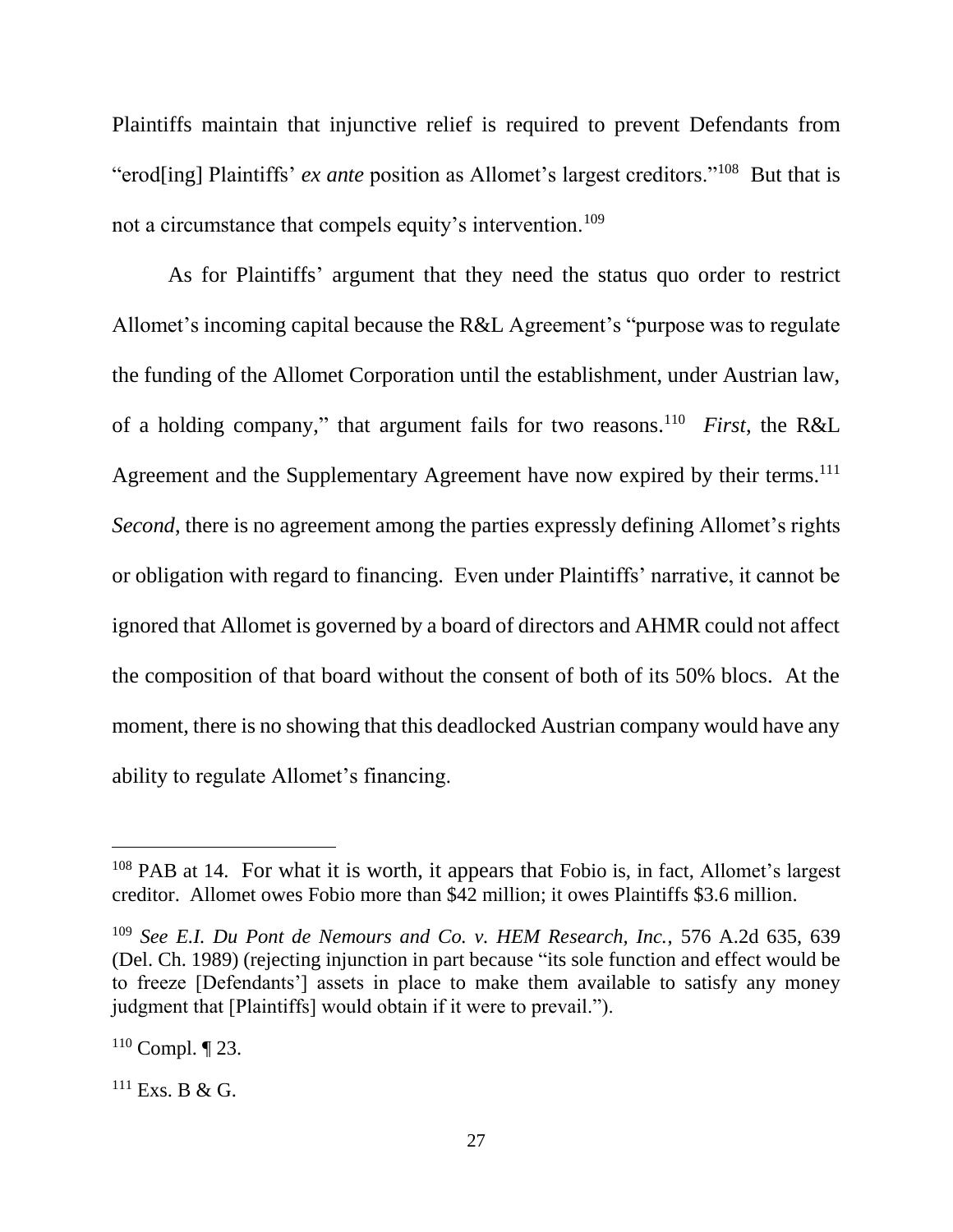Plaintiffs maintain that injunctive relief is required to prevent Defendants from "erod[ing] Plaintiffs' *ex ante* position as Allomet's largest creditors."[108] But that is not a circumstance that compels equity's intervention.[109]

As for Plaintiffs' argument that they need the status quo order to restrict Allomet's incoming capital because the R&L Agreement's "purpose was to regulate the funding of the Allomet Corporation until the establishment, under Austrian law, of a holding company," that argument fails for two reasons.[110] *First*, the R&L Agreement and the Supplementary Agreement have now expired by their terms.[111] *Second*, there is no agreement among the parties expressly defining Allomet's rights or obligation with regard to financing. Even under Plaintiffs' narrative, it cannot be ignored that Allomet is governed by a board of directors and AHMR could not affect the composition of that board without the consent of both of its 50% blocs. At the moment, there is no showing that this deadlocked Austrian company would have any ability to regulate Allomet's financing.

---

[108] PAB at 14. For what it is worth, it appears that Fobio is, in fact, Allomet's largest creditor. Allomet owes Fobio more than $42 million; it owes Plaintiffs $3.6 million.

[109] *See E.I. Du Pont de Nemours and Co. v. HEM Research, Inc.*, 576 A.2d 635, 639 (Del. Ch. 1989) (rejecting injunction in part because "its sole function and effect would be to freeze [Defendants'] assets in place to make them available to satisfy any money judgment that [Plaintiffs] would obtain if it were to prevail.").

[110] Compl. ¶ 23.

[111] Exs. B & G.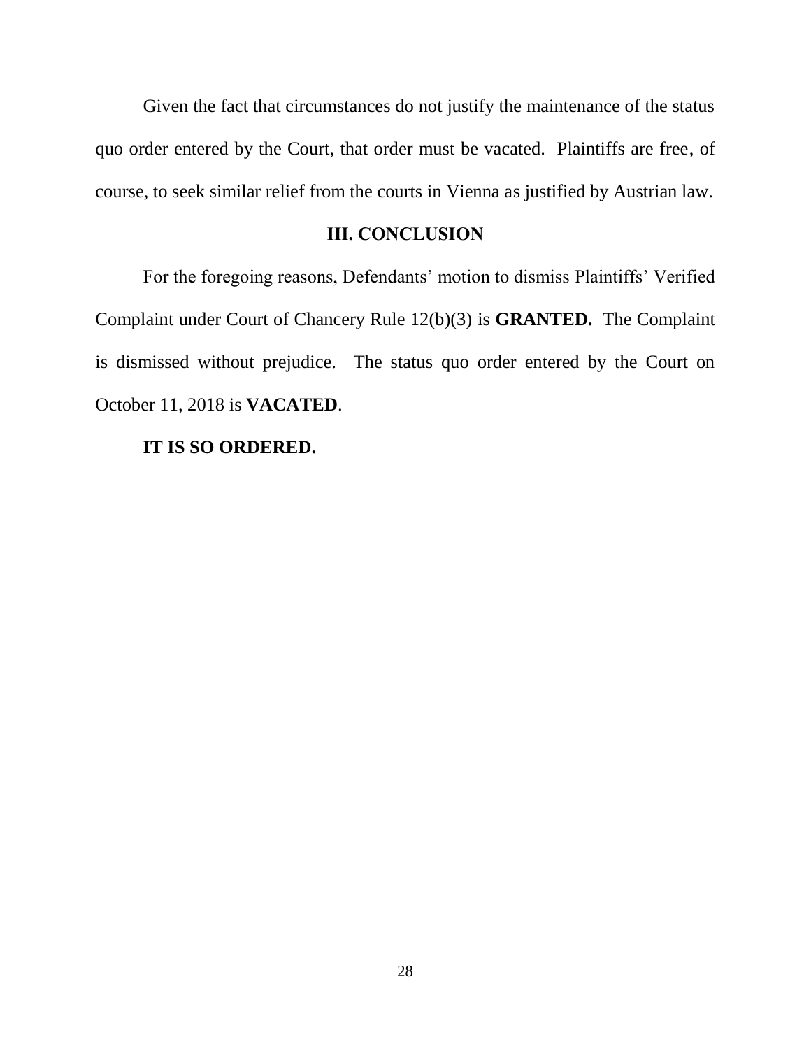Given the fact that circumstances do not justify the maintenance of the status quo order entered by the Court, that order must be vacated. Plaintiffs are free, of course, to seek similar relief from the courts in Vienna as justified by Austrian law.

## III. CONCLUSION

For the foregoing reasons, Defendants' motion to dismiss Plaintiffs' Verified Complaint under Court of Chancery Rule 12(b)(3) is **GRANTED.** The Complaint is dismissed without prejudice. The status quo order entered by the Court on October 11, 2018 is **VACATED**.

**IT IS SO ORDERED.**